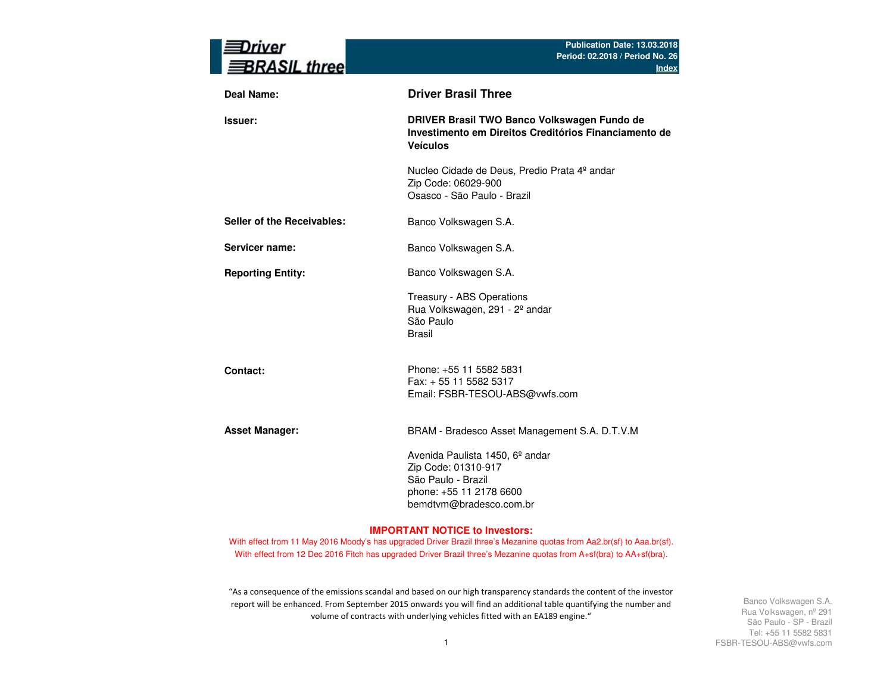**Driver BRASIL three**

**Publication Date: 13.03.2018**
**Period: 02.2018 / Period No. 26**
**Index**

| | |
|---|---|
| **Deal Name:** | **Driver Brasil Three** |
| **Issuer:** | **DRIVER Brasil TWO Banco Volkswagen Fundo de Investimento em Direitos Creditórios Financiamento de Veículos**<br><br>Nucleo Cidade de Deus, Predio Prata 4º andar<br>Zip Code: 06029-900<br>Osasco - São Paulo - Brazil |
| **Seller of the Receivables:** | Banco Volkswagen S.A. |
| **Servicer name:** | Banco Volkswagen S.A. |
| **Reporting Entity:** | Banco Volkswagen S.A.<br><br>Treasury - ABS Operations<br>Rua Volkswagen, 291 - 2º andar<br>São Paulo<br>Brasil |
| **Contact:** | Phone: +55 11 5582 5831<br>Fax: + 55 11 5582 5317<br>Email: FSBR-TESOU-ABS@vwfs.com |
| **Asset Manager:** | BRAM - Bradesco Asset Management S.A. D.T.V.M<br><br>Avenida Paulista 1450, 6º andar<br>Zip Code: 01310-917<br>São Paulo - Brazil<br>phone: +55 11 2178 6600<br>bemdtvm@bradesco.com.br |

**IMPORTANT NOTICE to Investors:**

With effect from 11 May 2016 Moody's has upgraded Driver Brazil three's Mezanine quotas from Aa2.br(sf) to Aaa.br(sf).

With effect from 12 Dec 2016 Fitch has upgraded Driver Brazil three's Mezanine quotas from A+sf(bra) to AA+sf(bra).

"As a consequence of the emissions scandal and based on our high transparency standards the content of the investor report will be enhanced. From September 2015 onwards you will find an additional table quantifying the number and volume of contracts with underlying vehicles fitted with an EA189 engine."

Banco Volkswagen S.A.
Rua Volkswagen, nº 291
São Paulo - SP - Brazil
Tel: +55 11 5582 5831
FSBR-TESOU-ABS@vwfs.com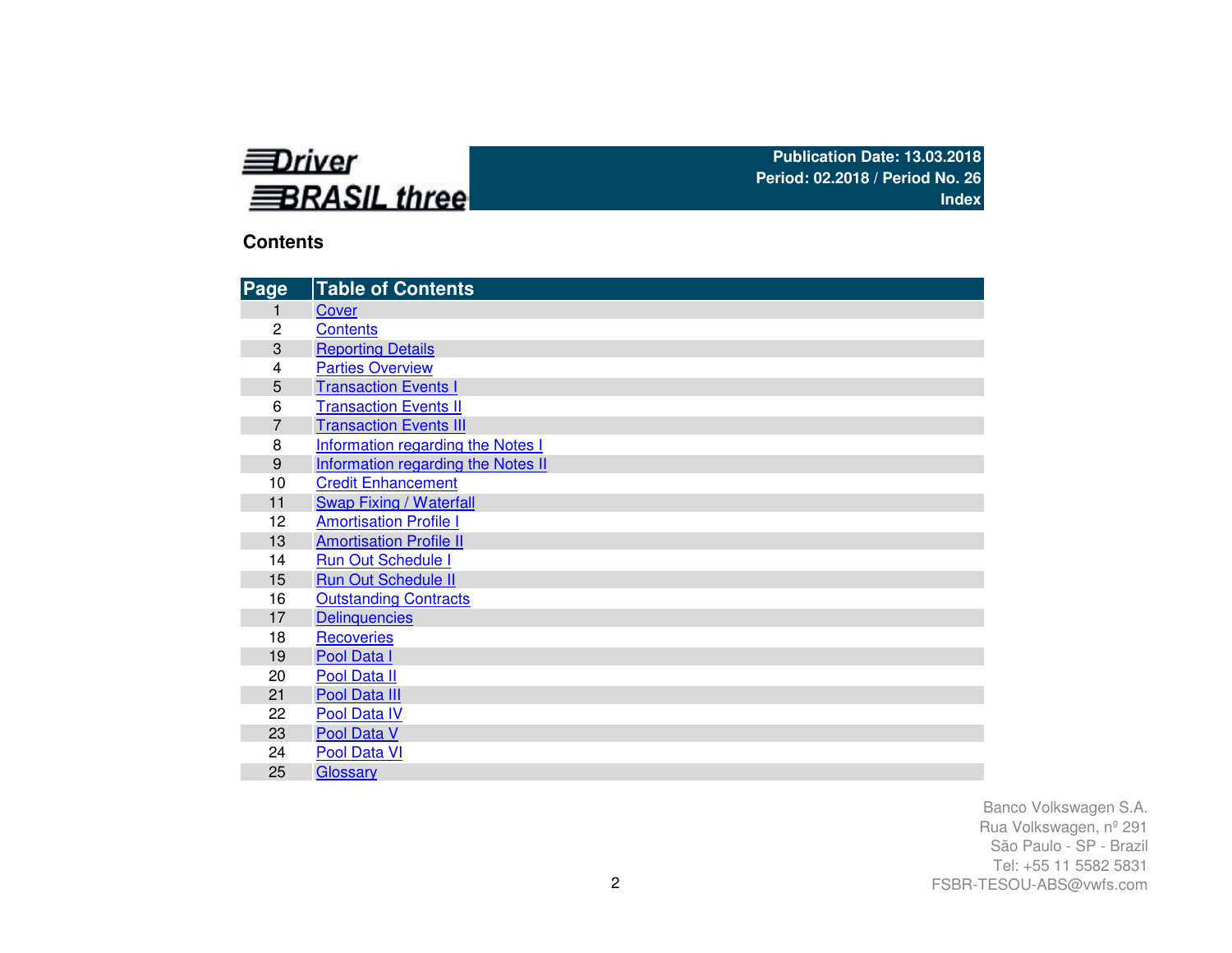**Driver BRASIL three**

**Publication Date: 13.03.2018**
**Period: 02.2018 / Period No. 26**
**Index**

## Contents

| Page | Table of Contents |
|---|---|
| 1 | Cover |
| 2 | Contents |
| 3 | Reporting Details |
| 4 | Parties Overview |
| 5 | Transaction Events I |
| 6 | Transaction Events II |
| 7 | Transaction Events III |
| 8 | Information regarding the Notes I |
| 9 | Information regarding the Notes II |
| 10 | Credit Enhancement |
| 11 | Swap Fixing / Waterfall |
| 12 | Amortisation Profile I |
| 13 | Amortisation Profile II |
| 14 | Run Out Schedule I |
| 15 | Run Out Schedule II |
| 16 | Outstanding Contracts |
| 17 | Delinquencies |
| 18 | Recoveries |
| 19 | Pool Data I |
| 20 | Pool Data II |
| 21 | Pool Data III |
| 22 | Pool Data IV |
| 23 | Pool Data V |
| 24 | Pool Data VI |
| 25 | Glossary |

Banco Volkswagen S.A.
Rua Volkswagen, nº 291
São Paulo - SP - Brazil
Tel: +55 11 5582 5831
FSBR-TESOU-ABS@vwfs.com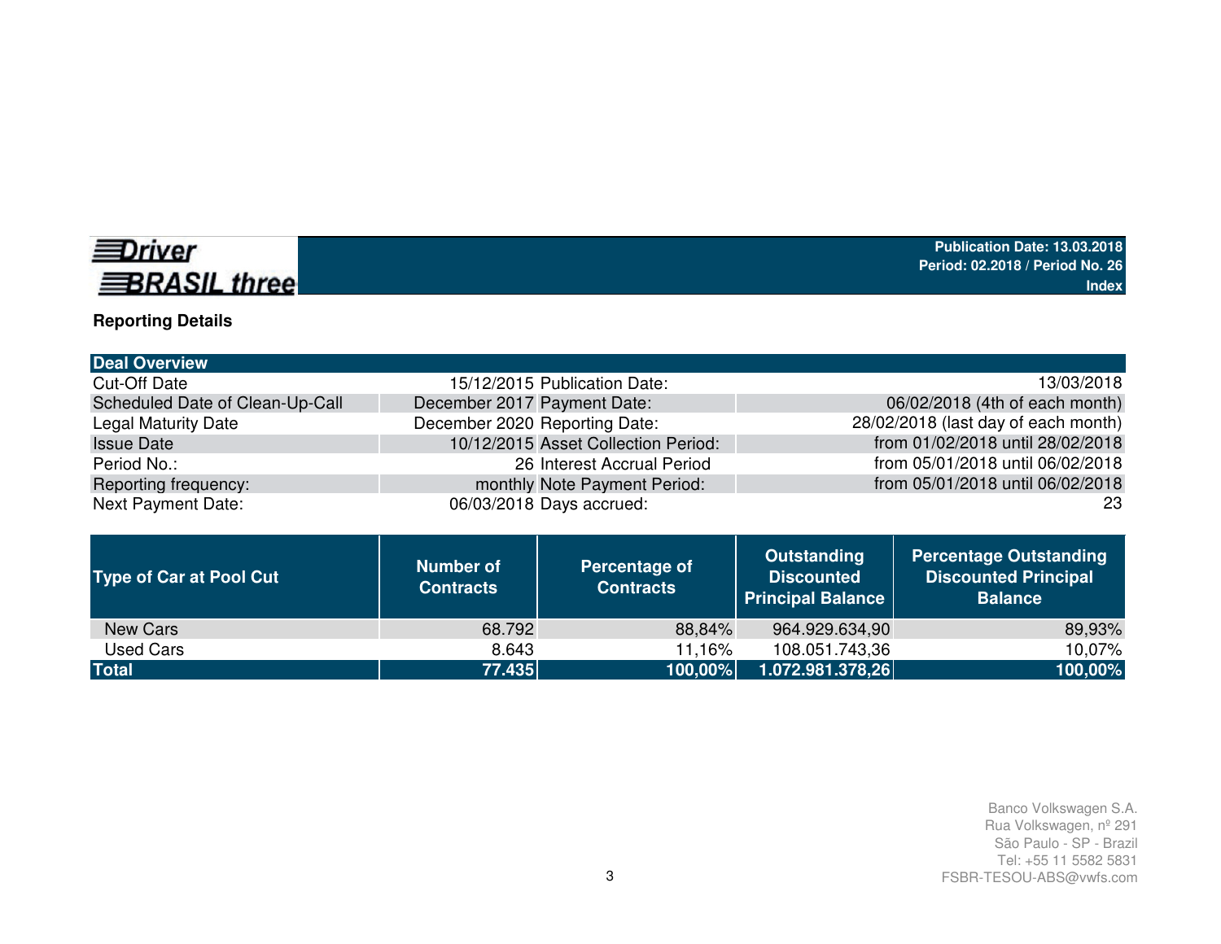Driver BRASIL three

Publication Date: 13.03.2018
Period: 02.2018 / Period No. 26
Index

**Reporting Details**

| Deal Overview | | | |
|---|---|---|---|
| Cut-Off Date | 15/12/2015 | Publication Date: | 13/03/2018 |
| Scheduled Date of Clean-Up-Call | December 2017 | Payment Date: | 06/02/2018 (4th of each month) |
| Legal Maturity Date | December 2020 | Reporting Date: | 28/02/2018 (last day of each month) |
| Issue Date | 10/12/2015 | Asset Collection Period: | from 01/02/2018 until 28/02/2018 |
| Period No.: | 26 | Interest Accrual Period | from 05/01/2018 until 06/02/2018 |
| Reporting frequency: | monthly | Note Payment Period: | from 05/01/2018 until 06/02/2018 |
| Next Payment Date: | 06/03/2018 | Days accrued: | 23 |

| Type of Car at Pool Cut | Number of Contracts | Percentage of Contracts | Outstanding Discounted Principal Balance | Percentage Outstanding Discounted Principal Balance |
|---|---|---|---|---|
| New Cars | 68.792 | 88,84% | 964.929.634,90 | 89,93% |
| Used Cars | 8.643 | 11,16% | 108.051.743,36 | 10,07% |
| **Total** | **77.435** | **100,00%** | **1.072.981.378,26** | **100,00%** |

Banco Volkswagen S.A.
Rua Volkswagen, nº 291
São Paulo - SP - Brazil
Tel: +55 11 5582 5831
FSBR-TESOU-ABS@vwfs.com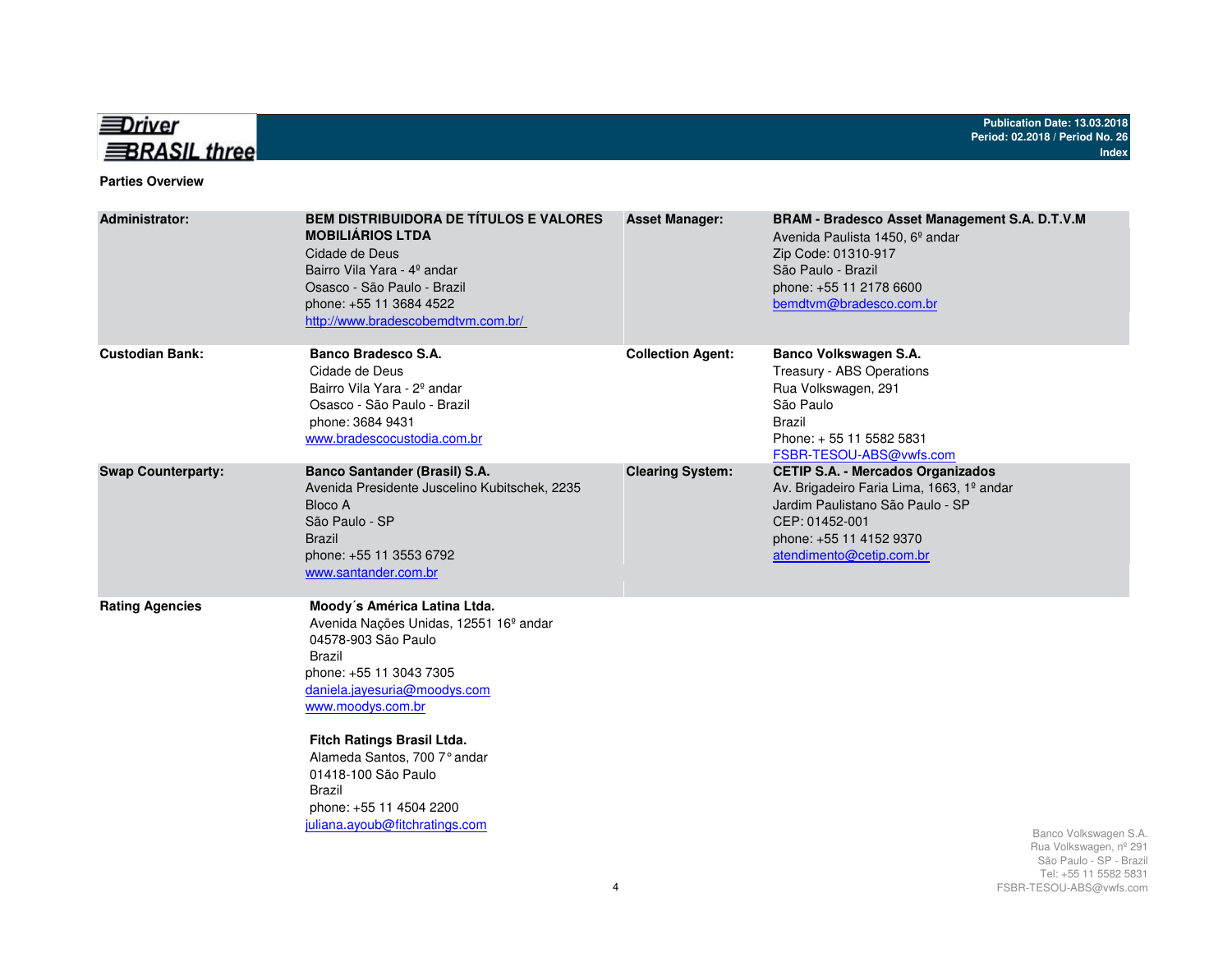**Parties Overview**

| | | | |
|---|---|---|---|
| **Administrator:** | **BEM DISTRIBUIDORA DE TÍTULOS E VALORES MOBILIÁRIOS LTDA**<br>Cidade de Deus<br>Bairro Vila Yara - 4º andar<br>Osasco - São Paulo - Brazil<br>phone: +55 11 3684 4522<br>http://www.bradescobemdtvm.com.br/ | **Asset Manager:** | **BRAM - Bradesco Asset Management S.A. D.T.V.M**<br>Avenida Paulista 1450, 6º andar<br>Zip Code: 01310-917<br>São Paulo - Brazil<br>phone: +55 11 2178 6600<br>bemdtvm@bradesco.com.br |
| **Custodian Bank:** | **Banco Bradesco S.A.**<br>Cidade de Deus<br>Bairro Vila Yara - 2º andar<br>Osasco - São Paulo - Brazil<br>phone: 3684 9431<br>www.bradescocustodia.com.br | **Collection Agent:** | **Banco Volkswagen S.A.**<br>Treasury - ABS Operations<br>Rua Volkswagen, 291<br>São Paulo<br>Brazil<br>Phone: + 55 11 5582 5831<br>FSBR-TESOU-ABS@vwfs.com |
| **Swap Counterparty:** | **Banco Santander (Brasil) S.A.**<br>Avenida Presidente Juscelino Kubitschek, 2235<br>Bloco A<br>São Paulo - SP<br>Brazil<br>phone: +55 11 3553 6792<br>www.santander.com.br | **Clearing System:** | **CETIP S.A. - Mercados Organizados**<br>Av. Brigadeiro Faria Lima, 1663, 1º andar<br>Jardim Paulistano São Paulo - SP<br>CEP: 01452-001<br>phone: +55 11 4152 9370<br>atendimento@cetip.com.br |
| **Rating Agencies** | **Moody´s América Latina Ltda.**<br>Avenida Nações Unidas, 12551 16º andar<br>04578-903 São Paulo<br>Brazil<br>phone: +55 11 3043 7305<br>daniela.jayesuria@moodys.com<br>www.moodys.com.br<br><br>**Fitch Ratings Brasil Ltda.**<br>Alameda Santos, 700 7° andar<br>01418-100 São Paulo<br>Brazil<br>phone: +55 11 4504 2200<br>juliana.ayoub@fitchratings.com | | |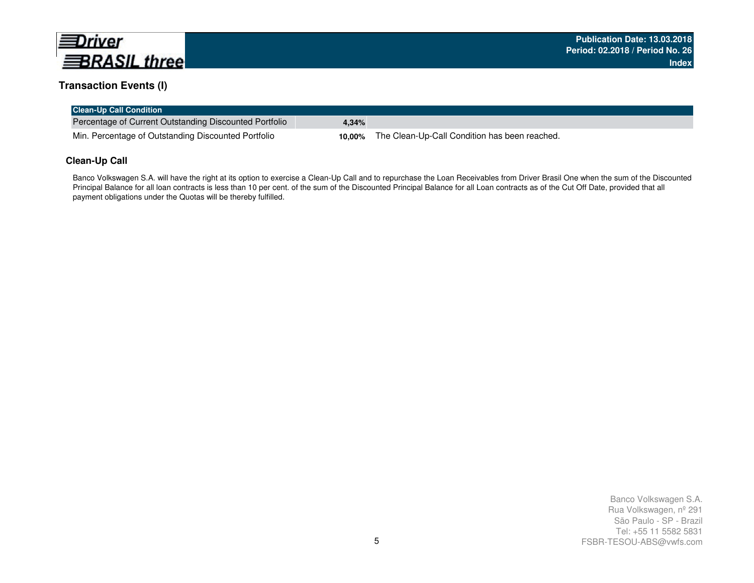## Transaction Events (I)

| Clean-Up Call Condition | | |
|---|---|---|
| Percentage of Current Outstanding Discounted Portfolio | **4,34%** | |
| Min. Percentage of Outstanding Discounted Portfolio | **10,00%** | The Clean-Up-Call Condition has been reached. |

### Clean-Up Call

Banco Volkswagen S.A. will have the right at its option to exercise a Clean-Up Call and to repurchase the Loan Receivables from Driver Brasil One when the sum of the Discounted Principal Balance for all loan contracts is less than 10 per cent. of the sum of the Discounted Principal Balance for all Loan contracts as of the Cut Off Date, provided that all payment obligations under the Quotas will be thereby fulfilled.

Banco Volkswagen S.A.
Rua Volkswagen, nº 291
São Paulo - SP - Brazil
Tel: +55 11 5582 5831
FSBR-TESOU-ABS@vwfs.com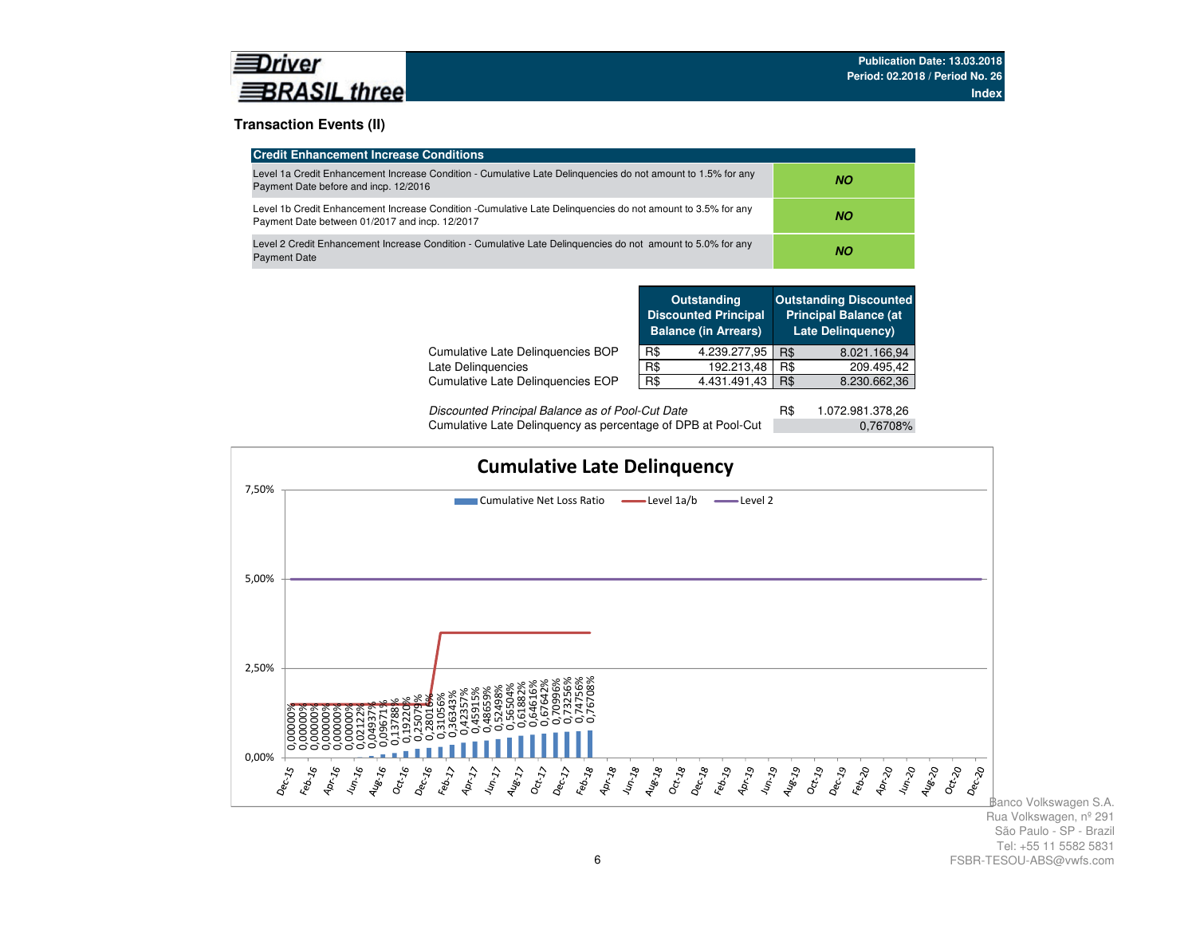**Driver BRASIL three**

Publication Date: 13.03.2018
Period: 02.2018 / Period No. 26
Index

## Transaction Events (II)

| Credit Enhancement Increase Conditions | |
|---|---|
| Level 1a Credit Enhancement Increase Condition - Cumulative Late Delinquencies do not amount to 1.5% for any Payment Date before and incp. 12/2016 | ***NO*** |
| Level 1b Credit Enhancement Increase Condition -Cumulative Late Delinquencies do not amount to 3.5% for any Payment Date between 01/2017 and incp. 12/2017 | ***NO*** |
| Level 2 Credit Enhancement Increase Condition - Cumulative Late Delinquencies do not amount to 5.0% for any Payment Date | ***NO*** |

| | Outstanding Discounted Principal Balance (in Arrears) | | Outstanding Discounted Principal Balance (at Late Delinquency) | |
|---|---|---|---|---|
| Cumulative Late Delinquencies BOP | R$ | 4.239.277,95 | R$ | 8.021.166,94 |
| Late Delinquencies | R$ | 192.213,48 | R$ | 209.495,42 |
| Cumulative Late Delinquencies EOP | R$ | 4.431.491,43 | R$ | 8.230.662,36 |

| | | |
|---|---|---|
| *Discounted Principal Balance as of Pool-Cut Date* | R$ | 1.072.981.378,26 |
| Cumulative Late Delinquency as percentage of DPB at Pool-Cut | | 0,76708% |

**Cumulative Late Delinquency**

Legend: Cumulative Net Loss Ratio; Level 1a/b; Level 2

| Period | Cumulative Net Loss Ratio |
|---|---|
| Dec-15 | 0,00000% |
| Jan-16 | 0,00000% |
| Feb-16 | 0,00000% |
| Mar-16 | 0,00000% |
| Apr-16 | 0,00000% |
| May-16 | 0,00000% |
| Jun-16 | 0,02122% |
| Jul-16 | 0,04937% |
| Aug-16 | 0,09671% |
| Sep-16 | 0,13788% |
| Oct-16 | 0,19220% |
| Nov-16 | 0,25079% |
| Dec-16 | 0,28016% |
| Jan-17 | 0,31056% |
| Feb-17 | 0,36343% |
| Mar-17 | 0,42357% |
| Apr-17 | 0,45915% |
| May-17 | 0,48659% |
| Jun-17 | 0,52498% |
| Jul-17 | 0,56504% |
| Aug-17 | 0,61882% |
| Sep-17 | 0,64616% |
| Oct-17 | 0,67642% |
| Nov-17 | 0,70996% |
| Dec-17 | 0,73256% |
| Jan-18 | 0,74756% |
| Feb-18 | 0,76708% |

Banco Volkswagen S.A.
Rua Volkswagen, nº 291
São Paulo - SP - Brazil
Tel: +55 11 5582 5831
FSBR-TESOU-ABS@vwfs.com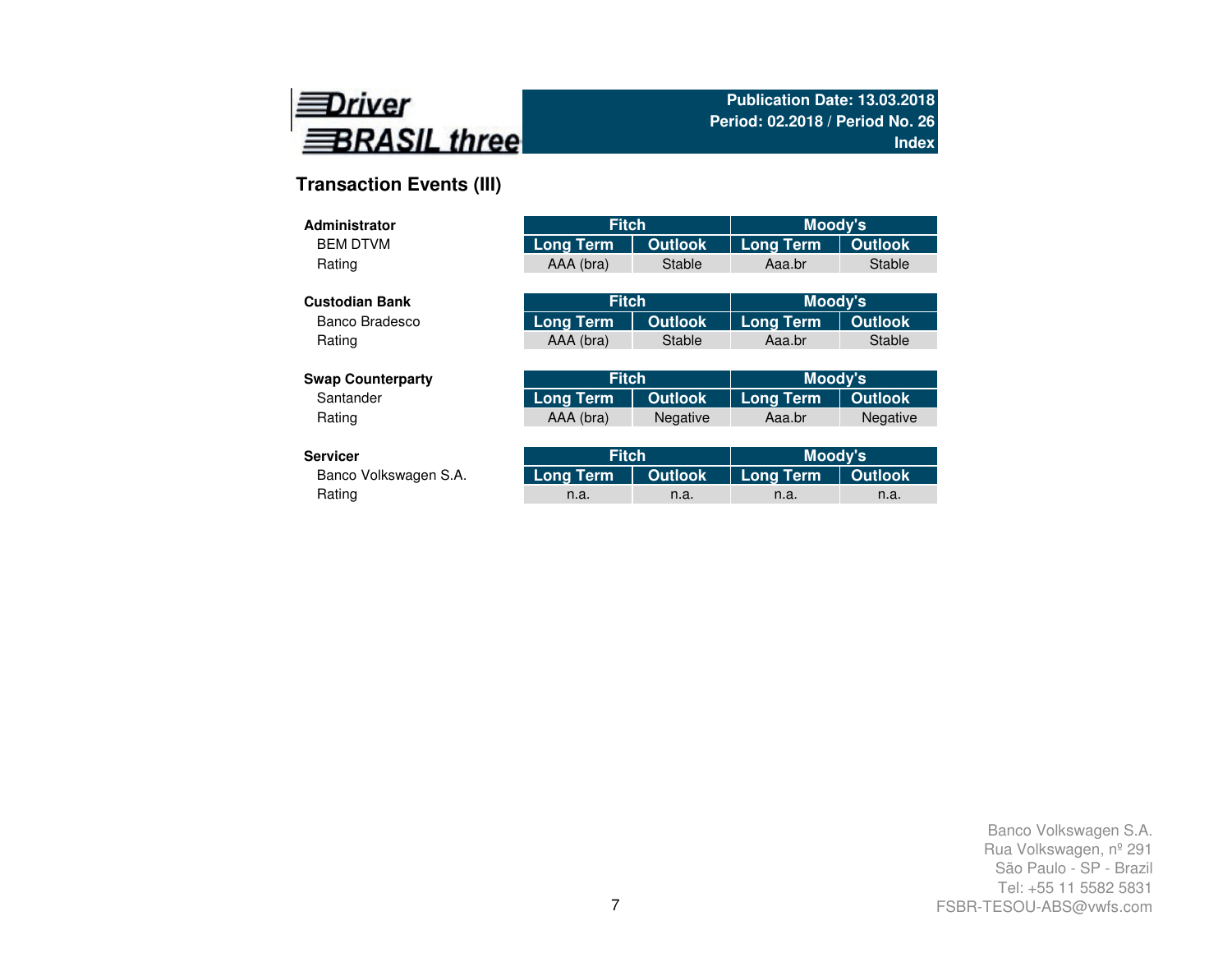Driver BRASIL three

Publication Date: 13.03.2018
Period: 02.2018 / Period No. 26
Index

## Transaction Events (III)

| **Administrator** | Fitch | | Moody's | |
|---|---|---|---|---|
| BEM DTVM | Long Term | Outlook | Long Term | Outlook |
| Rating | AAA (bra) | Stable | Aaa.br | Stable |

| **Custodian Bank** | Fitch | | Moody's | |
|---|---|---|---|---|
| Banco Bradesco | Long Term | Outlook | Long Term | Outlook |
| Rating | AAA (bra) | Stable | Aaa.br | Stable |

| **Swap Counterparty** | Fitch | | Moody's | |
|---|---|---|---|---|
| Santander | Long Term | Outlook | Long Term | Outlook |
| Rating | AAA (bra) | Negative | Aaa.br | Negative |

| **Servicer** | Fitch | | Moody's | |
|---|---|---|---|---|
| Banco Volkswagen S.A. | Long Term | Outlook | Long Term | Outlook |
| Rating | n.a. | n.a. | n.a. | n.a. |

Banco Volkswagen S.A.
Rua Volkswagen, nº 291
São Paulo - SP - Brazil
Tel: +55 11 5582 5831
FSBR-TESOU-ABS@vwfs.com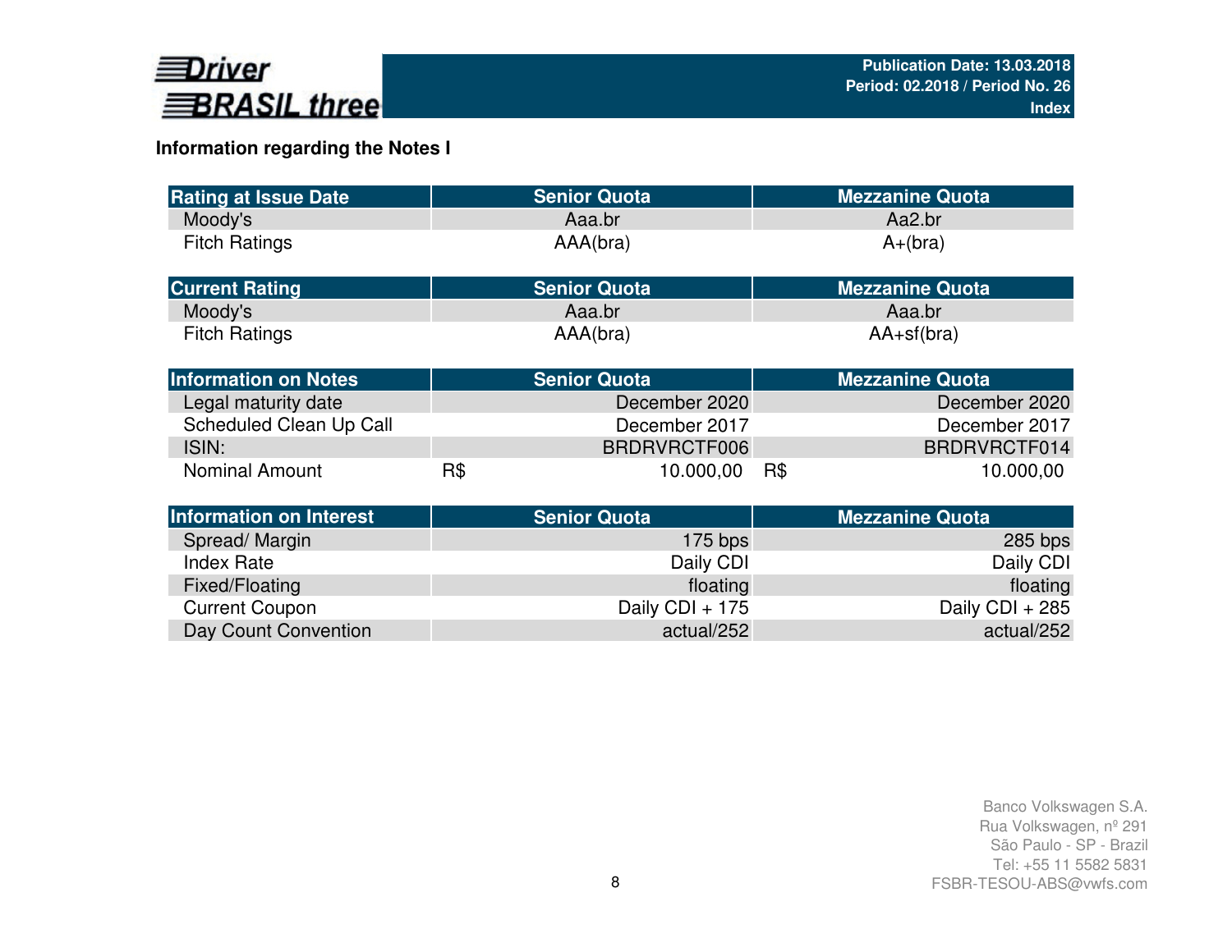## Information regarding the Notes I

| Rating at Issue Date | Senior Quota | Mezzanine Quota |
|---|---|---|
| Moody's | Aaa.br | Aa2.br |
| Fitch Ratings | AAA(bra) | A+(bra) |

| Current Rating | Senior Quota | Mezzanine Quota |
|---|---|---|
| Moody's | Aaa.br | Aaa.br |
| Fitch Ratings | AAA(bra) | AA+sf(bra) |

| Information on Notes | Senior Quota | Mezzanine Quota |
|---|---|---|
| Legal maturity date | December 2020 | December 2020 |
| Scheduled Clean Up Call | December 2017 | December 2017 |
| ISIN: | BRDRVRCTF006 | BRDRVRCTF014 |
| Nominal Amount | R$ 10.000,00 | R$ 10.000,00 |

| Information on Interest | Senior Quota | Mezzanine Quota |
|---|---|---|
| Spread/ Margin | 175 bps | 285 bps |
| Index Rate | Daily CDI | Daily CDI |
| Fixed/Floating | floating | floating |
| Current Coupon | Daily CDI + 175 | Daily CDI + 285 |
| Day Count Convention | actual/252 | actual/252 |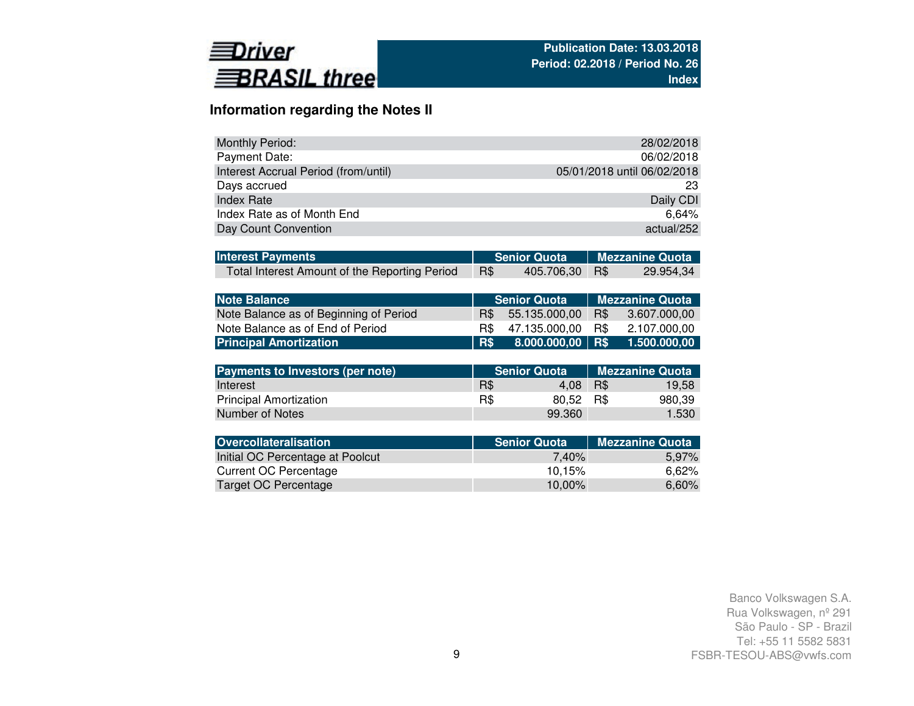Driver BRASIL three

Publication Date: 13.03.2018
Period: 02.2018 / Period No. 26
Index

## Information regarding the Notes II

| | |
|---|---|
| Monthly Period: | 28/02/2018 |
| Payment Date: | 06/02/2018 |
| Interest Accrual Period (from/until) | 05/01/2018 until 06/02/2018 |
| Days accrued | 23 |
| Index Rate | Daily CDI |
| Index Rate as of Month End | 6,64% |
| Day Count Convention | actual/252 |

| Interest Payments | Senior Quota | Mezzanine Quota |
|---|---|---|
| Total Interest Amount of the Reporting Period | R$ 405.706,30 | R$ 29.954,34 |

| Note Balance | Senior Quota | Mezzanine Quota |
|---|---|---|
| Note Balance as of Beginning of Period | R$ 55.135.000,00 | R$ 3.607.000,00 |
| Note Balance as of End of Period | R$ 47.135.000,00 | R$ 2.107.000,00 |
| **Principal Amortization** | **R$ 8.000.000,00** | **R$ 1.500.000,00** |

| Payments to Investors (per note) | Senior Quota | Mezzanine Quota |
|---|---|---|
| Interest | R$ 4,08 | R$ 19,58 |
| Principal Amortization | R$ 80,52 | R$ 980,39 |
| Number of Notes | 99.360 | 1.530 |

| Overcollateralisation | Senior Quota | Mezzanine Quota |
|---|---|---|
| Initial OC Percentage at Poolcut | 7,40% | 5,97% |
| Current OC Percentage | 10,15% | 6,62% |
| Target OC Percentage | 10,00% | 6,60% |

Banco Volkswagen S.A.
Rua Volkswagen, nº 291
São Paulo - SP - Brazil
Tel: +55 11 5582 5831
FSBR-TESOU-ABS@vwfs.com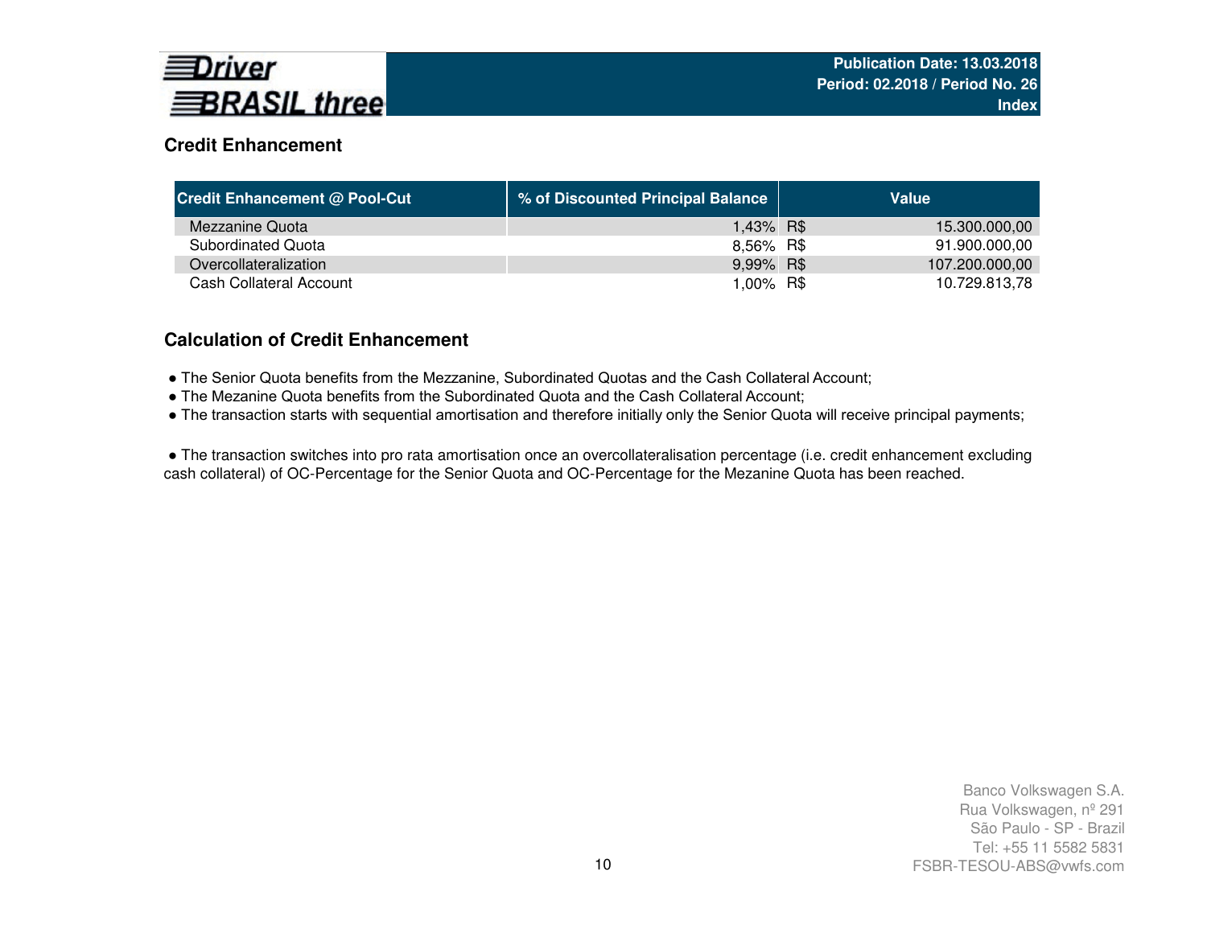## Credit Enhancement

| Credit Enhancement @ Pool-Cut | % of Discounted Principal Balance | Value | |
|---|---|---|---|
| Mezzanine Quota | 1,43% | R$ | 15.300.000,00 |
| Subordinated Quota | 8,56% | R$ | 91.900.000,00 |
| Overcollateralization | 9,99% | R$ | 107.200.000,00 |
| Cash Collateral Account | 1,00% | R$ | 10.729.813,78 |

## Calculation of Credit Enhancement

- The Senior Quota benefits from the Mezzanine, Subordinated Quotas and the Cash Collateral Account;
- The Mezanine Quota benefits from the Subordinated Quota and the Cash Collateral Account;
- The transaction starts with sequential amortisation and therefore initially only the Senior Quota will receive principal payments;

- The transaction switches into pro rata amortisation once an overcollateralisation percentage (i.e. credit enhancement excluding cash collateral) of OC-Percentage for the Senior Quota and OC-Percentage for the Mezanine Quota has been reached.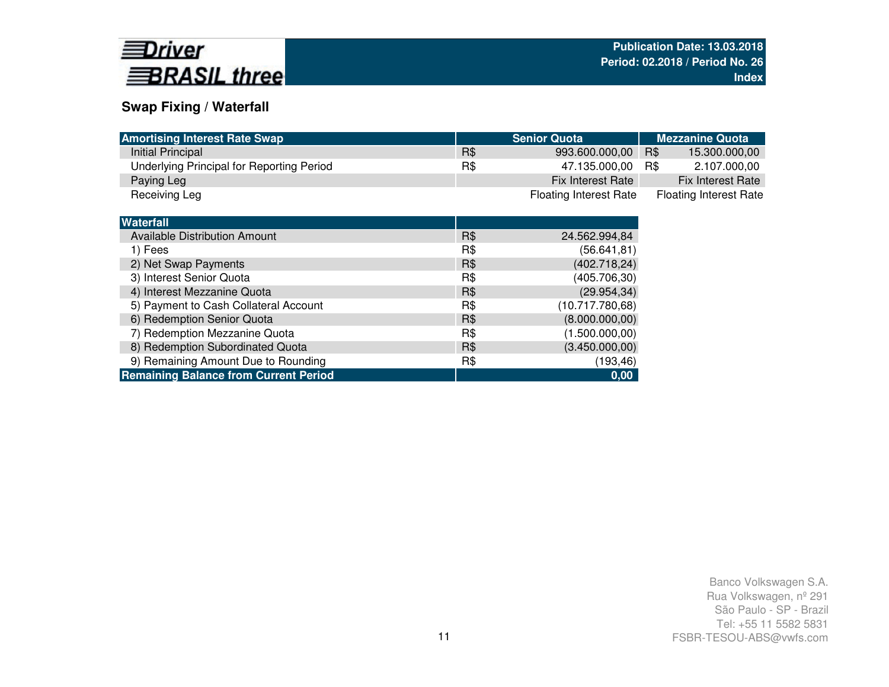## Swap Fixing / Waterfall

| Amortising Interest Rate Swap | | Senior Quota | | Mezzanine Quota |
|---|---|---|---|---|
| Initial Principal | R$ | 993.600.000,00 | R$ | 15.300.000,00 |
| Underlying Principal for Reporting Period | R$ | 47.135.000,00 | R$ | 2.107.000,00 |
| Paying Leg | | Fix Interest Rate | | Fix Interest Rate |
| Receiving Leg | | Floating Interest Rate | | Floating Interest Rate |

| Waterfall | | |
|---|---|---|
| Available Distribution Amount | R$ | 24.562.994,84 |
| 1) Fees | R$ | (56.641,81) |
| 2) Net Swap Payments | R$ | (402.718,24) |
| 3) Interest Senior Quota | R$ | (405.706,30) |
| 4) Interest Mezzanine Quota | R$ | (29.954,34) |
| 5) Payment to Cash Collateral Account | R$ | (10.717.780,68) |
| 6) Redemption Senior Quota | R$ | (8.000.000,00) |
| 7) Redemption Mezzanine Quota | R$ | (1.500.000,00) |
| 8) Redemption Subordinated Quota | R$ | (3.450.000,00) |
| 9) Remaining Amount Due to Rounding | R$ | (193,46) |
| **Remaining Balance from Current Period** | | **0,00** |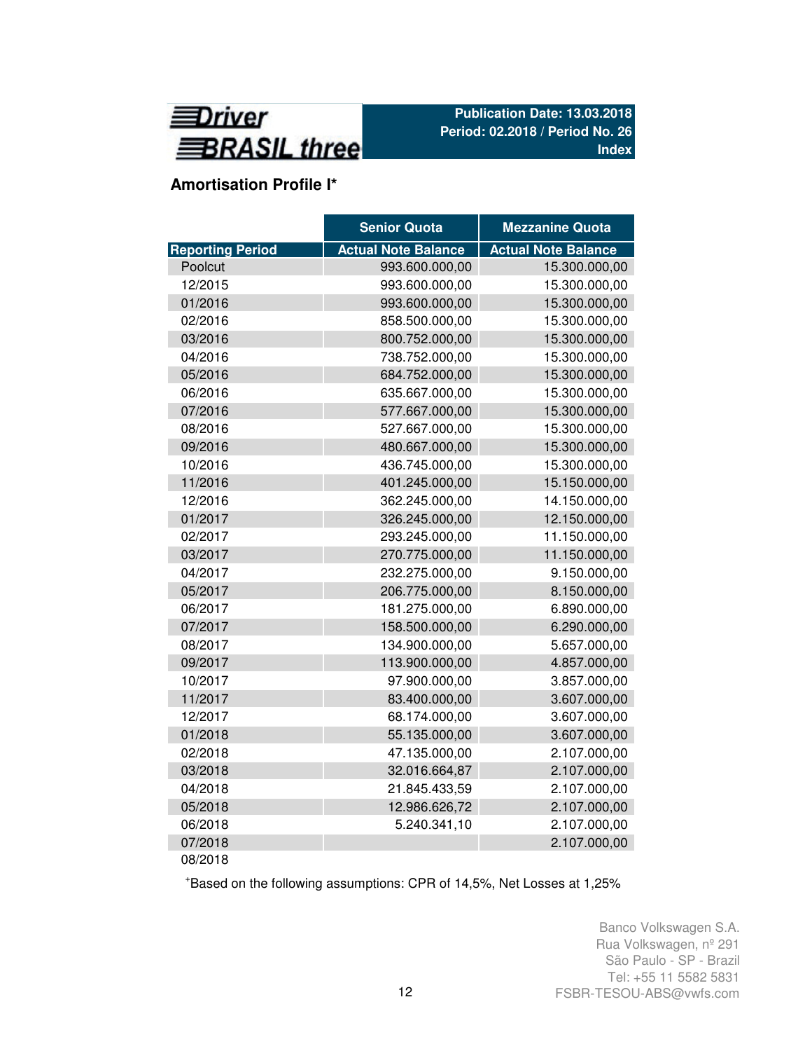Driver BRASIL three

**Publication Date: 13.03.2018**
**Period: 02.2018 / Period No. 26**
**Index**

## Amortisation Profile I*

| | Senior Quota | Mezzanine Quota |
|---|---|---|
| **Reporting Period** | **Actual Note Balance** | **Actual Note Balance** |
| Poolcut | 993.600.000,00 | 15.300.000,00 |
| 12/2015 | 993.600.000,00 | 15.300.000,00 |
| 01/2016 | 993.600.000,00 | 15.300.000,00 |
| 02/2016 | 858.500.000,00 | 15.300.000,00 |
| 03/2016 | 800.752.000,00 | 15.300.000,00 |
| 04/2016 | 738.752.000,00 | 15.300.000,00 |
| 05/2016 | 684.752.000,00 | 15.300.000,00 |
| 06/2016 | 635.667.000,00 | 15.300.000,00 |
| 07/2016 | 577.667.000,00 | 15.300.000,00 |
| 08/2016 | 527.667.000,00 | 15.300.000,00 |
| 09/2016 | 480.667.000,00 | 15.300.000,00 |
| 10/2016 | 436.745.000,00 | 15.300.000,00 |
| 11/2016 | 401.245.000,00 | 15.150.000,00 |
| 12/2016 | 362.245.000,00 | 14.150.000,00 |
| 01/2017 | 326.245.000,00 | 12.150.000,00 |
| 02/2017 | 293.245.000,00 | 11.150.000,00 |
| 03/2017 | 270.775.000,00 | 11.150.000,00 |
| 04/2017 | 232.275.000,00 | 9.150.000,00 |
| 05/2017 | 206.775.000,00 | 8.150.000,00 |
| 06/2017 | 181.275.000,00 | 6.890.000,00 |
| 07/2017 | 158.500.000,00 | 6.290.000,00 |
| 08/2017 | 134.900.000,00 | 5.657.000,00 |
| 09/2017 | 113.900.000,00 | 4.857.000,00 |
| 10/2017 | 97.900.000,00 | 3.857.000,00 |
| 11/2017 | 83.400.000,00 | 3.607.000,00 |
| 12/2017 | 68.174.000,00 | 3.607.000,00 |
| 01/2018 | 55.135.000,00 | 3.607.000,00 |
| 02/2018 | 47.135.000,00 | 2.107.000,00 |
| 03/2018 | 32.016.664,87 | 2.107.000,00 |
| 04/2018 | 21.845.433,59 | 2.107.000,00 |
| 05/2018 | 12.986.626,72 | 2.107.000,00 |
| 06/2018 | 5.240.341,10 | 2.107.000,00 |
| 07/2018 | | 2.107.000,00 |
| 08/2018 | | |

*Based on the following assumptions: CPR of 14,5%, Net Losses at 1,25%

Banco Volkswagen S.A.
Rua Volkswagen, nº 291
São Paulo - SP - Brazil
Tel: +55 11 5582 5831
FSBR-TESOU-ABS@vwfs.com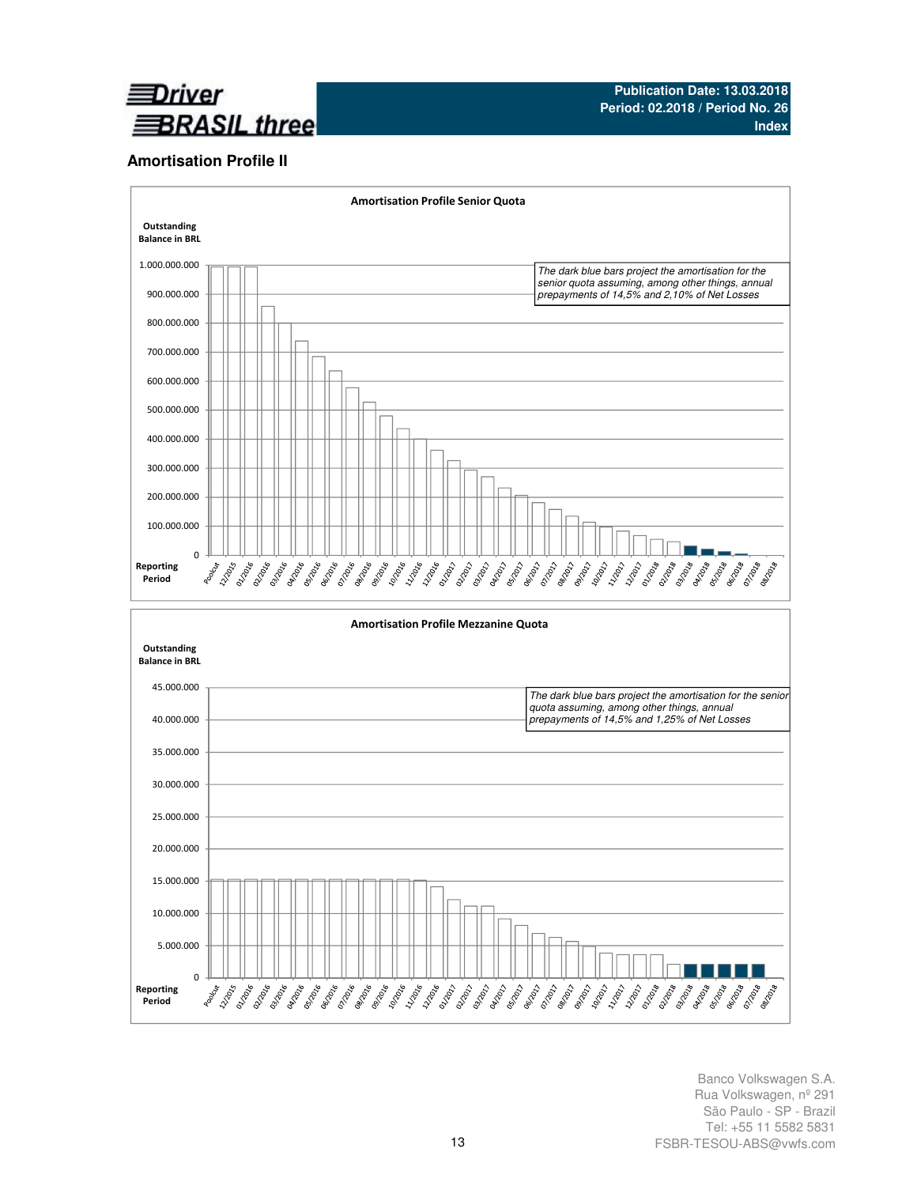## Amortisation Profile II

**Amortisation Profile Senior Quota**

Outstanding Balance in BRL

*The dark blue bars project the amortisation for the senior quota assuming, among other things, annual prepayments of 14,5% and 2,10% of Net Losses*

**Amortisation Profile Mezzanine Quota**

Outstanding Balance in BRL

*The dark blue bars project the amortisation for the senior quota assuming, among other things, annual prepayments of 14,5% and 1,25% of Net Losses*

Banco Volkswagen S.A.
Rua Volkswagen, nº 291
São Paulo - SP - Brazil
Tel: +55 11 5582 5831
FSBR-TESOU-ABS@vwfs.com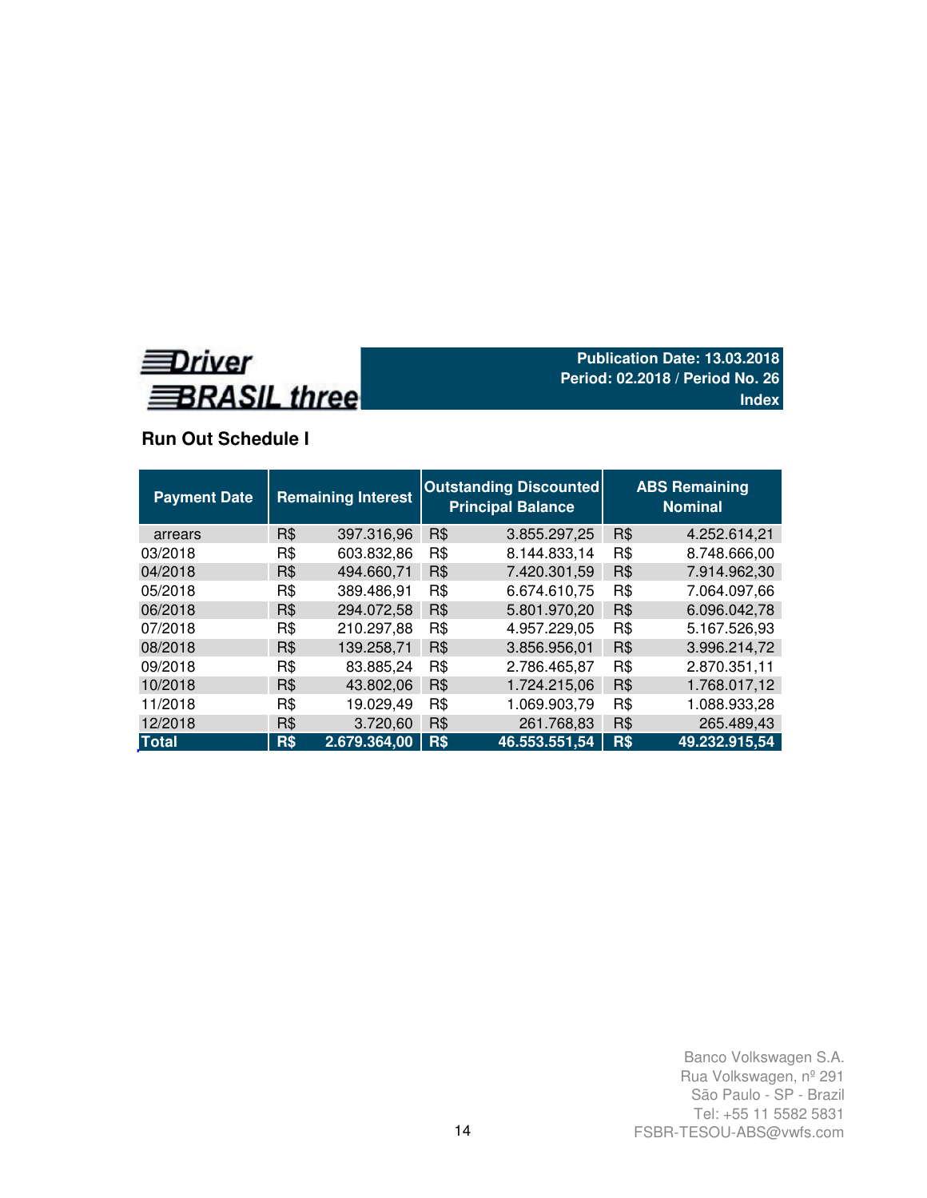**Driver BRASIL three**

**Publication Date: 13.03.2018**
**Period: 02.2018 / Period No. 26**
**Index**

## Run Out Schedule I

| Payment Date | Remaining Interest | | Outstanding Discounted Principal Balance | | ABS Remaining Nominal | |
|---|---|---|---|---|---|---|
| arrears | R$ | 397.316,96 | R$ | 3.855.297,25 | R$ | 4.252.614,21 |
| 03/2018 | R$ | 603.832,86 | R$ | 8.144.833,14 | R$ | 8.748.666,00 |
| 04/2018 | R$ | 494.660,71 | R$ | 7.420.301,59 | R$ | 7.914.962,30 |
| 05/2018 | R$ | 389.486,91 | R$ | 6.674.610,75 | R$ | 7.064.097,66 |
| 06/2018 | R$ | 294.072,58 | R$ | 5.801.970,20 | R$ | 6.096.042,78 |
| 07/2018 | R$ | 210.297,88 | R$ | 4.957.229,05 | R$ | 5.167.526,93 |
| 08/2018 | R$ | 139.258,71 | R$ | 3.856.956,01 | R$ | 3.996.214,72 |
| 09/2018 | R$ | 83.885,24 | R$ | 2.786.465,87 | R$ | 2.870.351,11 |
| 10/2018 | R$ | 43.802,06 | R$ | 1.724.215,06 | R$ | 1.768.017,12 |
| 11/2018 | R$ | 19.029,49 | R$ | 1.069.903,79 | R$ | 1.088.933,28 |
| 12/2018 | R$ | 3.720,60 | R$ | 261.768,83 | R$ | 265.489,43 |
| **Total** | **R$** | **2.679.364,00** | **R$** | **46.553.551,54** | **R$** | **49.232.915,54** |

Banco Volkswagen S.A.
Rua Volkswagen, nº 291
São Paulo - SP - Brazil
Tel: +55 11 5582 5831
FSBR-TESOU-ABS@vwfs.com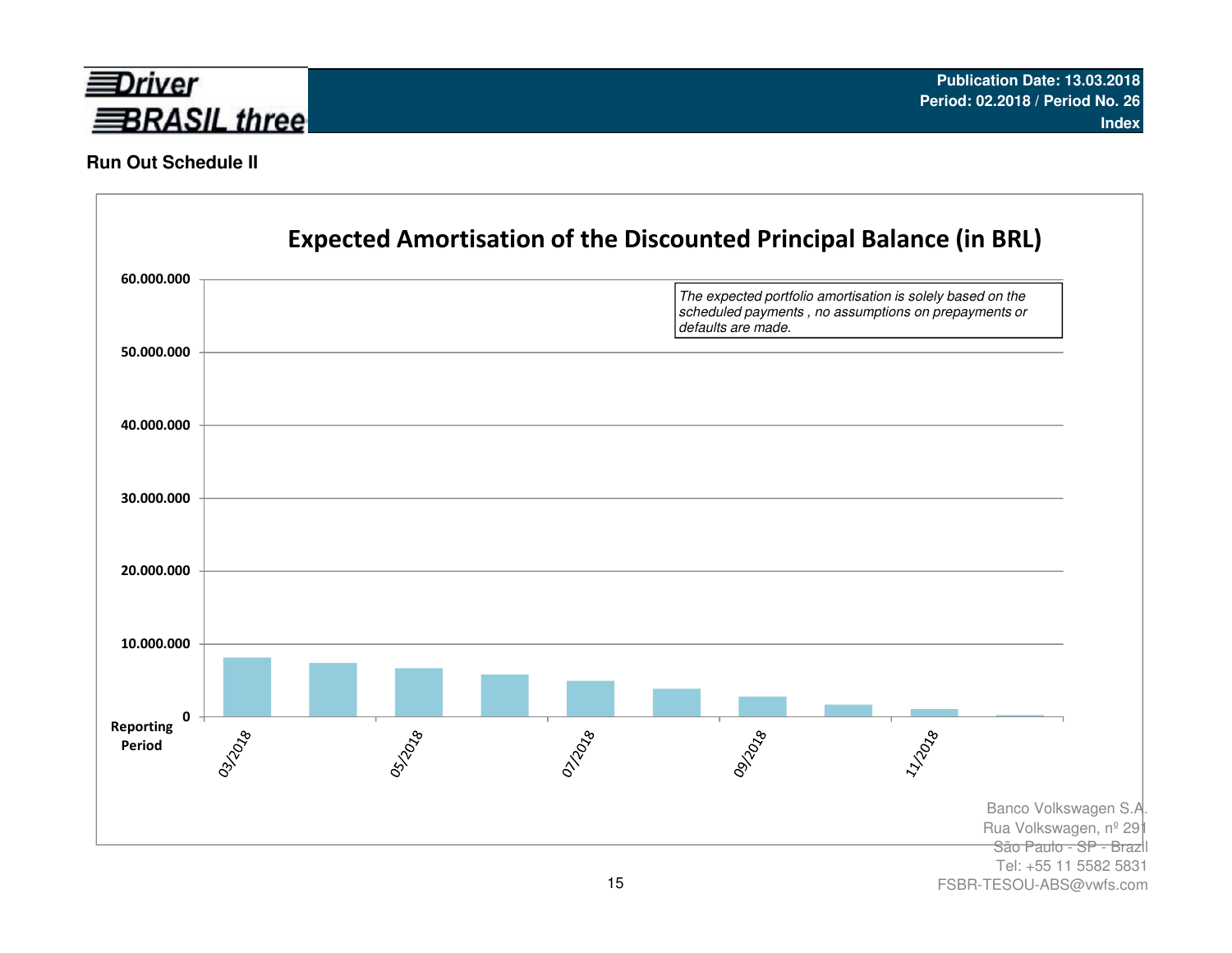**Driver BRASIL three**

Publication Date: 13.03.2018
Period: 02.2018 / Period No. 26
Index

**Run Out Schedule II**

## Expected Amortisation of the Discounted Principal Balance (in BRL)

*The expected portfolio amortisation is solely based on the scheduled payments , no assumptions on prepayments or defaults are made.*

60.000.000
50.000.000
40.000.000
30.000.000
20.000.000
10.000.000
0

Reporting Period

03/2018
05/2018
07/2018
09/2018
11/2018

Banco Volkswagen S.A.
Rua Volkswagen, nº 291
São Paulo - SP - Brazil
Tel: +55 11 5582 5831
FSBR-TESOU-ABS@vwfs.com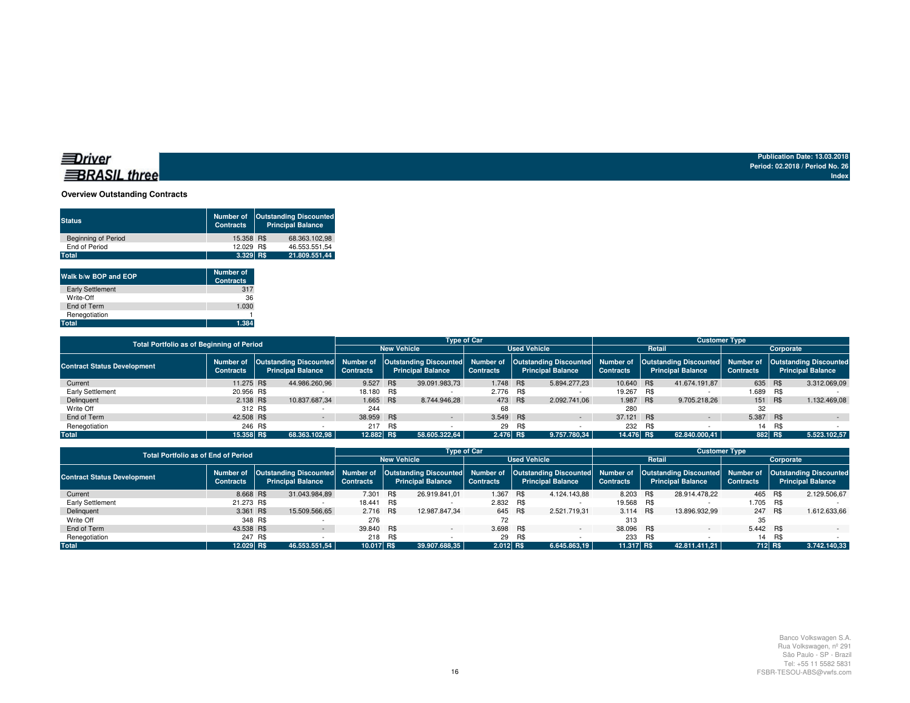**Driver BRASIL three**

Publication Date: 13.03.2018
Period: 02.2018 / Period No. 26
Index

### Overview Outstanding Contracts

| Status | Number of Contracts | Outstanding Discounted Principal Balance |
|---|---|---|
| Beginning of Period | 15.358 | R$ 68.363.102,98 |
| End of Period | 12.029 | R$ 46.553.551,54 |
| **Total** | **3.329** | **R$ 21.809.551,44** |

| Walk b/w BOP and EOP | Number of Contracts |
|---|---|
| Early Settlement | 317 |
| Write-Off | 36 |
| End of Term | 1.030 |
| Renegotiation | 1 |
| **Total** | **1.384** |

| Total Portfolio as of Beginning of Period | | | Type of Car | | | | Customer Type | | | |
|---|---|---|---|---|---|---|---|---|---|---|
| | | | New Vehicle | | Used Vehicle | | Retail | | Corporate | |
| Contract Status Development | Number of Contracts | Outstanding Discounted Principal Balance | Number of Contracts | Outstanding Discounted Principal Balance | Number of Contracts | Outstanding Discounted Principal Balance | Number of Contracts | Outstanding Discounted Principal Balance | Number of Contracts | Outstanding Discounted Principal Balance |
| Current | 11.275 | R$ 44.986.260,96 | 9.527 | R$ 39.091.983,73 | 1.748 | R$ 5.894.277,23 | 10.640 | R$ 41.674.191,87 | 635 | R$ 3.312.069,09 |
| Early Settlement | 20.956 | R$ - | 18.180 | R$ - | 2.776 | R$ - | 19.267 | R$ - | 1.689 | R$ - |
| Delinquent | 2.138 | R$ 10.837.687,34 | 1.665 | R$ 8.744.946,28 | 473 | R$ 2.092.741,06 | 1.987 | R$ 9.705.218,26 | 151 | R$ 1.132.469,08 |
| Write Off | 312 | R$ - | 244 | | 68 | | 280 | | 32 | |
| End of Term | 42.508 | R$ - | 38.959 | R$ - | 3.549 | R$ - | 37.121 | R$ - | 5.387 | R$ - |
| Renegotiation | 246 | R$ - | 217 | R$ - | 29 | R$ - | 232 | R$ - | 14 | R$ - |
| **Total** | **15.358** | **R$ 68.363.102,98** | **12.882** | **R$ 58.605.322,64** | **2.476** | **R$ 9.757.780,34** | **14.476** | **R$ 62.840.000,41** | **882** | **R$ 5.523.102,57** |

| Total Portfolio as of End of Period | | | Type of Car | | | | Customer Type | | | |
|---|---|---|---|---|---|---|---|---|---|---|
| | | | New Vehicle | | Used Vehicle | | Retail | | Corporate | |
| Contract Status Development | Number of Contracts | Outstanding Discounted Principal Balance | Number of Contracts | Outstanding Discounted Principal Balance | Number of Contracts | Outstanding Discounted Principal Balance | Number of Contracts | Outstanding Discounted Principal Balance | Number of Contracts | Outstanding Discounted Principal Balance |
| Current | 8.668 | R$ 31.043.984,89 | 7.301 | R$ 26.919.841,01 | 1.367 | R$ 4.124.143,88 | 8.203 | R$ 28.914.478,22 | 465 | R$ 2.129.506,67 |
| Early Settlement | 21.273 | R$ - | 18.441 | R$ - | 2.832 | R$ - | 19.568 | R$ - | 1.705 | R$ - |
| Delinquent | 3.361 | R$ 15.509.566,65 | 2.716 | R$ 12.987.847,34 | 645 | R$ 2.521.719,31 | 3.114 | R$ 13.896.932,99 | 247 | R$ 1.612.633,66 |
| Write Off | 348 | R$ - | 276 | | 72 | | 313 | | 35 | |
| End of Term | 43.538 | R$ - | 39.840 | R$ - | 3.698 | R$ - | 38.096 | R$ - | 5.442 | R$ - |
| Renegotiation | 247 | R$ - | 218 | R$ - | 29 | R$ - | 233 | R$ - | 14 | R$ - |
| **Total** | **12.029** | **R$ 46.553.551,54** | **10.017** | **R$ 39.907.688,35** | **2.012** | **R$ 6.645.863,19** | **11.317** | **R$ 42.811.411,21** | **712** | **R$ 3.742.140,33** |

Banco Volkswagen S.A.
Rua Volkswagen, nº 291
São Paulo - SP - Brazil
Tel: +55 11 5582 5831
FSBR-TESOU-ABS@vwfs.com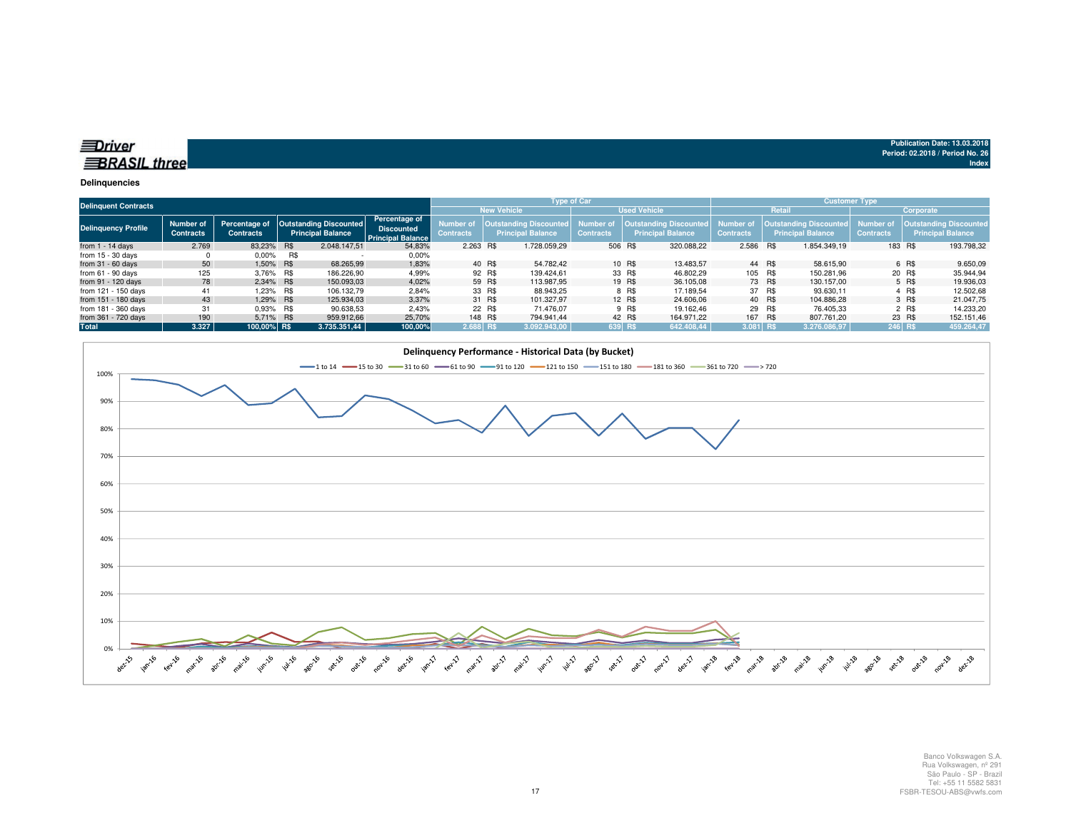**Driver BRASIL three**

Publication Date: 13.03.2018
Period: 02.2018 / Period No. 26
Index

## Delinquencies

| Delinquent Contracts | | | | | Type of Car | | | | Customer Type | | | |
|---|---|---|---|---|---|---|---|---|---|---|---|---|
| | | | | | New Vehicle | | Used Vehicle | | Retail | | Corporate | |
| Delinquency Profile | Number of Contracts | Percentage of Contracts | Outstanding Discounted Principal Balance | Percentage of Discounted Principal Balance | Number of Contracts | Outstanding Discounted Principal Balance | Number of Contracts | Outstanding Discounted Principal Balance | Number of Contracts | Outstanding Discounted Principal Balance | Number of Contracts | Outstanding Discounted Principal Balance |
| from 1 - 14 days | 2.769 | 83,23% | R$ 2.048.147,51 | 54,83% | 2.263 | R$ 1.728.059,29 | 506 | R$ 320.088,22 | 2.586 | R$ 1.854.349,19 | 183 | R$ 193.798,32 |
| from 15 - 30 days | 0 | 0,00% | R$ - | 0,00% | | | | | | | | |
| from 31 - 60 days | 50 | 1,50% | R$ 68.265,99 | 1,83% | 40 | R$ 54.782,42 | 10 | R$ 13.483,57 | 44 | R$ 58.615,90 | 6 | R$ 9.650,09 |
| from 61 - 90 days | 125 | 3,76% | R$ 186.226,90 | 4,99% | 92 | R$ 139.424,61 | 33 | R$ 46.802,29 | 105 | R$ 150.281,96 | 20 | R$ 35.944,94 |
| from 91 - 120 days | 78 | 2,34% | R$ 150.093,03 | 4,02% | 59 | R$ 113.987,95 | 19 | R$ 36.105,08 | 73 | R$ 130.157,00 | 5 | R$ 19.936,03 |
| from 121 - 150 days | 41 | 1,23% | R$ 106.132,79 | 2,84% | 33 | R$ 88.943,25 | 8 | R$ 17.189,54 | 37 | R$ 93.630,11 | 4 | R$ 12.502,68 |
| from 151 - 180 days | 43 | 1,29% | R$ 125.934,03 | 3,37% | 31 | R$ 101.327,97 | 12 | R$ 24.606,06 | 40 | R$ 104.886,28 | 3 | R$ 21.047,75 |
| from 181 - 360 days | 31 | 0,93% | R$ 90.638,53 | 2,43% | 22 | R$ 71.476,07 | 9 | R$ 19.162,46 | 29 | R$ 76.405,33 | 2 | R$ 14.233,20 |
| from 361 - 720 days | 190 | 5,71% | R$ 959.912,66 | 25,70% | 148 | R$ 794.941,44 | 42 | R$ 164.971,22 | 167 | R$ 807.761,20 | 23 | R$ 152.151,46 |
| **Total** | **3.327** | **100,00%** | **R$ 3.735.351,44** | **100,00%** | **2.688** | **R$ 3.092.943,00** | **639** | **R$ 642.408,44** | **3.081** | **R$ 3.276.086,97** | **246** | **R$ 459.264,47** |

**Delinquency Performance - Historical Data (by Bucket)**

Banco Volkswagen S.A.
Rua Volkswagen, nº 291
São Paulo - SP - Brazil
Tel: +55 11 5582 5831
FSBR-TESOU-ABS@vwfs.com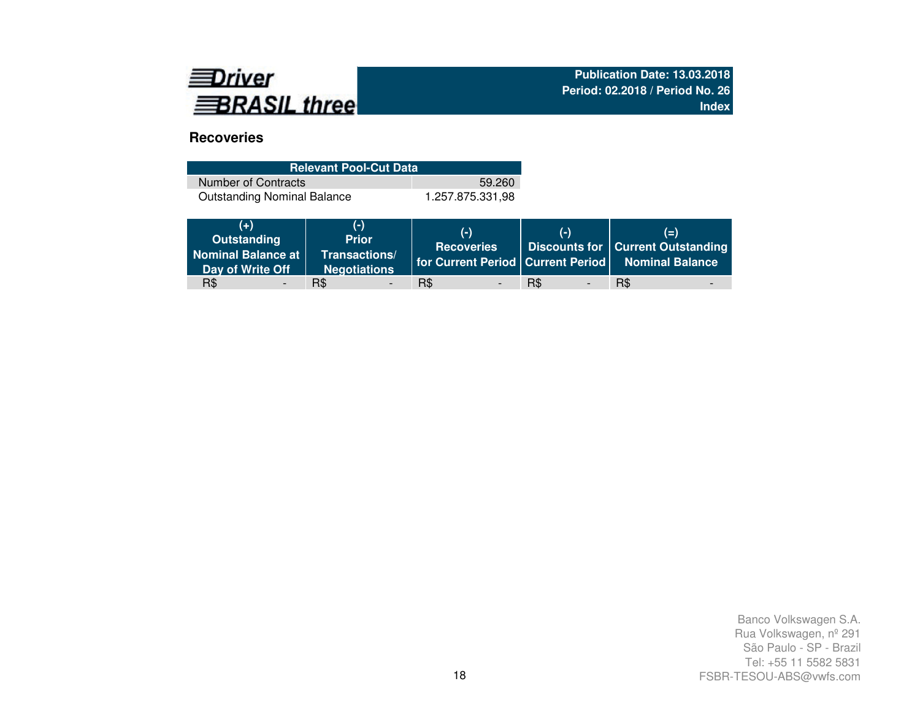**Driver BRASIL three**

**Publication Date: 13.03.2018**
**Period: 02.2018 / Period No. 26**
**Index**

## Recoveries

| Relevant Pool-Cut Data | |
|---|---|
| Number of Contracts | 59.260 |
| Outstanding Nominal Balance | 1.257.875.331,98 |

| (+) Outstanding Nominal Balance at Day of Write Off | (-) Prior Transactions/ Negotiations | (-) Recoveries for Current Period | (-) Discounts for Current Period | (=) Current Outstanding Nominal Balance |
|---|---|---|---|---|
| R$ - | R$ - | R$ - | R$ - | R$ - |

Banco Volkswagen S.A.
Rua Volkswagen, nº 291
São Paulo - SP - Brazil
Tel: +55 11 5582 5831
FSBR-TESOU-ABS@vwfs.com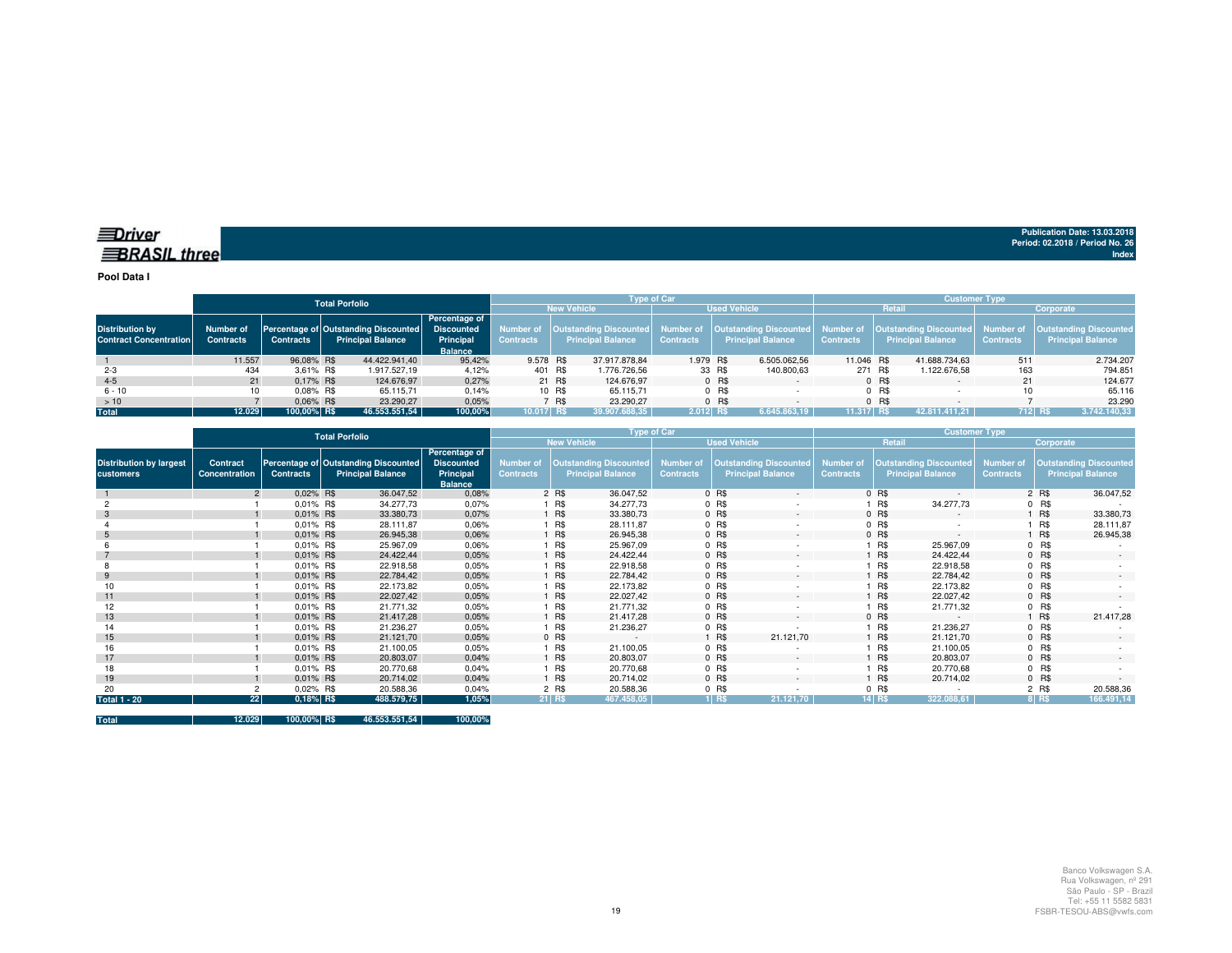Driver BRASIL three

Publication Date: 13.03.2018
Period: 02.2018 / Period No. 26
Index

**Pool Data I**

| Distribution by Contract Concentration | Total Porfolio | | | | Type of Car | | | | Customer Type | | | |
|---|---|---|---|---|---|---|---|---|---|---|---|---|
| | | | | | New Vehicle | | Used Vehicle | | Retail | | Corporate | |
| | Number of Contracts | Percentage of Contracts | Outstanding Discounted Principal Balance | Percentage of Discounted Principal Balance | Number of Contracts | Outstanding Discounted Principal Balance | Number of Contracts | Outstanding Discounted Principal Balance | Number of Contracts | Outstanding Discounted Principal Balance | Number of Contracts | Outstanding Discounted Principal Balance |
| 1 | 11.557 | 96,08% | R$ 44.422.941,40 | 95,42% | 9.578 | R$ 37.917.878,84 | 1.979 | R$ 6.505.062,56 | 11.046 | R$ 41.688.734,63 | 511 | 2.734.207 |
| 2-3 | 434 | 3,61% | R$ 1.917.527,19 | 4,12% | 401 | R$ 1.776.726,56 | 33 | R$ 140.800,63 | 271 | R$ 1.122.676,58 | 163 | 794.851 |
| 4-5 | 21 | 0,17% | R$ 124.676,97 | 0,27% | 21 | R$ 124.676,97 | 0 | R$ - | 0 | R$ - | 21 | 124.677 |
| 6 - 10 | 10 | 0,08% | R$ 65.115,71 | 0,14% | 10 | R$ 65.115,71 | 0 | R$ - | 0 | R$ - | 10 | 65.116 |
| > 10 | 7 | 0,06% | R$ 23.290,27 | 0,05% | 7 | R$ 23.290,27 | 0 | R$ - | 0 | R$ - | 7 | 23.290 |
| **Total** | **12.029** | **100,00%** | **R$ 46.553.551,54** | **100,00%** | **10.017** | **R$ 39.907.688,35** | **2.012** | **R$ 6.645.863,19** | **11.317** | **R$ 42.811.411,21** | **712** | **R$ 3.742.140,33** |

| Distribution by largest customers | Total Porfolio | | | | Type of Car | | | | Customer Type | | | |
|---|---|---|---|---|---|---|---|---|---|---|---|---|
| | | | | | New Vehicle | | Used Vehicle | | Retail | | Corporate | |
| | Contract Concentration | Percentage of Contracts | Outstanding Discounted Principal Balance | Percentage of Discounted Principal Balance | Number of Contracts | Outstanding Discounted Principal Balance | Number of Contracts | Outstanding Discounted Principal Balance | Number of Contracts | Outstanding Discounted Principal Balance | Number of Contracts | Outstanding Discounted Principal Balance |
| 1 | 2 | 0,02% | R$ 36.047,52 | 0,08% | 2 | R$ 36.047,52 | 0 | R$ - | 0 | R$ - | 2 | R$ 36.047,52 |
| 2 | 1 | 0,01% | R$ 34.277,73 | 0,07% | 1 | R$ 34.277,73 | 0 | R$ - | 1 | R$ 34.277,73 | 0 | R$ - |
| 3 | 1 | 0,01% | R$ 33.380,73 | 0,07% | 1 | R$ 33.380,73 | 0 | R$ - | 0 | R$ - | 1 | R$ 33.380,73 |
| 4 | 1 | 0,01% | R$ 28.111,87 | 0,06% | 1 | R$ 28.111,87 | 0 | R$ - | 0 | R$ - | 1 | R$ 28.111,87 |
| 5 | 1 | 0,01% | R$ 26.945,38 | 0,06% | 1 | R$ 26.945,38 | 0 | R$ - | 0 | R$ - | 1 | R$ 26.945,38 |
| 6 | 1 | 0,01% | R$ 25.967,09 | 0,06% | 1 | R$ 25.967,09 | 0 | R$ - | 1 | R$ 25.967,09 | 0 | R$ - |
| 7 | 1 | 0,01% | R$ 24.422,44 | 0,05% | 1 | R$ 24.422,44 | 0 | R$ - | 1 | R$ 24.422,44 | 0 | R$ - |
| 8 | 1 | 0,01% | R$ 22.918,58 | 0,05% | 1 | R$ 22.918,58 | 0 | R$ - | 1 | R$ 22.918,58 | 0 | R$ - |
| 9 | 1 | 0,01% | R$ 22.784,42 | 0,05% | 1 | R$ 22.784,42 | 0 | R$ - | 1 | R$ 22.784,42 | 0 | R$ - |
| 10 | 1 | 0,01% | R$ 22.173,82 | 0,05% | 1 | R$ 22.173,82 | 0 | R$ - | 1 | R$ 22.173,82 | 0 | R$ - |
| 11 | 1 | 0,01% | R$ 22.027,42 | 0,05% | 1 | R$ 22.027,42 | 0 | R$ - | 1 | R$ 22.027,42 | 0 | R$ - |
| 12 | 1 | 0,01% | R$ 21.771,32 | 0,05% | 1 | R$ 21.771,32 | 0 | R$ - | 1 | R$ 21.771,32 | 0 | R$ - |
| 13 | 1 | 0,01% | R$ 21.417,28 | 0,05% | 1 | R$ 21.417,28 | 0 | R$ - | 0 | R$ - | 1 | R$ 21.417,28 |
| 14 | 1 | 0,01% | R$ 21.236,27 | 0,05% | 1 | R$ 21.236,27 | 0 | R$ - | 1 | R$ 21.236,27 | 0 | R$ - |
| 15 | 1 | 0,01% | R$ 21.121,70 | 0,05% | 0 | R$ - | 1 | R$ 21.121,70 | 1 | R$ 21.121,70 | 0 | R$ - |
| 16 | 1 | 0,01% | R$ 21.100,05 | 0,05% | 1 | R$ 21.100,05 | 0 | R$ - | 1 | R$ 21.100,05 | 0 | R$ - |
| 17 | 1 | 0,01% | R$ 20.803,07 | 0,04% | 1 | R$ 20.803,07 | 0 | R$ - | 1 | R$ 20.803,07 | 0 | R$ - |
| 18 | 1 | 0,01% | R$ 20.770,68 | 0,04% | 1 | R$ 20.770,68 | 0 | R$ - | 1 | R$ 20.770,68 | 0 | R$ - |
| 19 | 1 | 0,01% | R$ 20.714,02 | 0,04% | 1 | R$ 20.714,02 | 0 | R$ - | 1 | R$ 20.714,02 | 0 | R$ - |
| 20 | 2 | 0,02% | R$ 20.588,36 | 0,04% | 2 | R$ 20.588,36 | 0 | R$ - | 0 | R$ - | 2 | R$ 20.588,36 |
| **Total 1 - 20** | **22** | **0,18%** | **R$ 488.579,75** | **1,05%** | **21** | **R$ 467.458,05** | **1** | **R$ 21.121,70** | **14** | **R$ 322.088,61** | **8** | **R$ 166.491,14** |
| | | | | | | | | | | | | |
| **Total** | **12.029** | **100,00%** | **R$ 46.553.551,54** | **100,00%** | | | | | | | | |

Banco Volkswagen S.A.
Rua Volkswagen, nº 291
São Paulo - SP - Brazil
Tel: +55 11 5582 5831
FSBR-TESOU-ABS@vwfs.com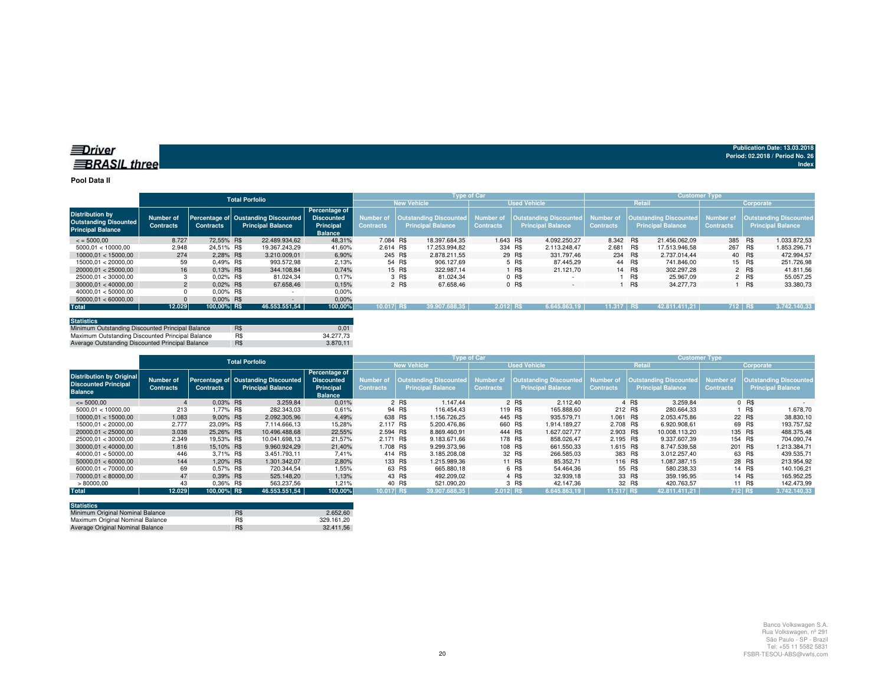**Driver BRASIL three**

Publication Date: 13.03.2018
Period: 02.2018 / Period No. 26
Index

## Pool Data II

| | Total Porfolio | | | | Type of Car | | | | Customer Type | | | |
|---|---|---|---|---|---|---|---|---|---|---|---|---|
| | | | | | New Vehicle | | Used Vehicle | | Retail | | Corporate | |
| Distribution by Outstanding Discounted Principal Balance | Number of Contracts | Percentage of Contracts | Oustanding Discounted Principal Balance | Percentage of Discounted Principal Balance | Number of Contracts | Outstanding Discounted Principal Balance | Number of Contracts | Outstanding Discounted Principal Balance | Number of Contracts | Outstanding Discounted Principal Balance | Number of Contracts | Outstanding Discounted Principal Balance |
| < = 5000,00 | 8.727 | 72,55% | R$ 22.489.934,62 | 48,31% | 7.084 | R$ 18.397.684,35 | 1.643 | R$ 4.092.250,27 | 8.342 | R$ 21.456.062,09 | 385 | R$ 1.033.872,53 |
| 5000,01 < 10000,00 | 2.948 | 24,51% | R$ 19.367.243,29 | 41,60% | 2.614 | R$ 17.253.994,82 | 334 | R$ 2.113.248,47 | 2.681 | R$ 17.513.946,58 | 267 | R$ 1.853.296,71 |
| 10000,01 < 15000,00 | 274 | 2,28% | R$ 3.210.009,01 | 6,90% | 245 | R$ 2.878.211,55 | 29 | R$ 331.797,46 | 234 | R$ 2.737.014,44 | 40 | R$ 472.994,57 |
| 15000,01 < 20000,00 | 59 | 0,49% | R$ 993.572,98 | 2,13% | 54 | R$ 906.127,69 | 5 | R$ 87.445,29 | 44 | R$ 741.846,00 | 15 | R$ 251.726,98 |
| 20000,01 < 25000,00 | 16 | 0,13% | R$ 344.108,84 | 0,74% | 15 | R$ 322.987,14 | 1 | R$ 21.121,70 | 14 | R$ 302.297,28 | 2 | R$ 41.811,56 |
| 25000,01 < 30000,00 | 3 | 0,02% | R$ 81.024,34 | 0,17% | 3 | R$ 81.024,34 | 0 | R$ - | 1 | R$ 25.967,09 | 2 | R$ 55.057,25 |
| 30000,01 < 40000,00 | 2 | 0,02% | R$ 67.658,46 | 0,15% | 2 | R$ 67.658,46 | 0 | R$ - | 1 | R$ 34.277,73 | 1 | R$ 33.380,73 |
| 40000,01 < 50000,00 | 0 | 0,00% | R$ - | 0,00% | | | | | | | | |
| 50000,01 < 60000,00 | 0 | 0,00% | R$ - | 0,00% | | | | | | | | |
| **Total** | **12.029** | **100,00%** | **R$ 46.553.551,54** | **100,00%** | **10.017** | **R$ 39.907.688,35** | **2.012** | **R$ 6.645.863,19** | **11.317** | **R$ 42.811.411,21** | **712** | **R$ 3.742.140,33** |

| Statistics | | |
|---|---|---|
| Minimum Outstanding Discounted Principal Balance | R$ | 0,01 |
| Maximum Outstanding Discounted Principal Balance | R$ | 34.277,73 |
| Average Outstanding Discounted Principal Balance | R$ | 3.870,11 |

| | Total Porfolio | | | | Type of Car | | | | Customer Type | | | |
|---|---|---|---|---|---|---|---|---|---|---|---|---|
| | | | | | New Vehicle | | Used Vehicle | | Retail | | Corporate | |
| Distribution by Original Discounted Principal Balance | Number of Contracts | Percentage of Contracts | Oustanding Discounted Principal Balance | Percentage of Discounted Principal Balance | Number of Contracts | Outstanding Discounted Principal Balance | Number of Contracts | Outstanding Discounted Principal Balance | Number of Contracts | Outstanding Discounted Principal Balance | Number of Contracts | Outstanding Discounted Principal Balance |
| <= 5000,00 | 4 | 0,03% | R$ 3.259,84 | 0,01% | 2 | R$ 1.147,44 | 2 | R$ 2.112,40 | 4 | R$ 3.259,84 | 0 | R$ - |
| 5000,01 < 10000,00 | 213 | 1,77% | R$ 282.343,03 | 0,61% | 94 | R$ 116.454,43 | 119 | R$ 165.888,60 | 212 | R$ 280.664,33 | 1 | R$ 1.678,70 |
| 10000,01 < 15000,00 | 1.083 | 9,00% | R$ 2.092.305,96 | 4,49% | 638 | R$ 1.156.726,25 | 445 | R$ 935.579,71 | 1.061 | R$ 2.053.475,86 | 22 | R$ 38.830,10 |
| 15000,01 < 20000,00 | 2.777 | 23,09% | R$ 7.114.666,13 | 15,28% | 2.117 | R$ 5.200.476,86 | 660 | R$ 1.914.189,27 | 2.708 | R$ 6.920.908,61 | 69 | R$ 193.757,52 |
| 20000,01 < 25000,00 | 3.038 | 25,26% | R$ 10.496.488,68 | 22,55% | 2.594 | R$ 8.869.460,91 | 444 | R$ 1.627.027,77 | 2.903 | R$ 10.008.113,20 | 135 | R$ 488.375,48 |
| 25000,01 < 30000,00 | 2.349 | 19,53% | R$ 10.041.698,13 | 21,57% | 2.171 | R$ 9.183.671,66 | 178 | R$ 858.026,47 | 2.195 | R$ 9.337.607,39 | 154 | R$ 704.090,74 |
| 30000,01 < 40000,00 | 1.816 | 15,10% | R$ 9.960.924,29 | 21,40% | 1.708 | R$ 9.299.373,96 | 108 | R$ 661.550,33 | 1.615 | R$ 8.747.539,58 | 201 | R$ 1.213.384,71 |
| 40000,01 < 50000,00 | 446 | 3,71% | R$ 3.451.793,11 | 7,41% | 414 | R$ 3.185.208,08 | 32 | R$ 266.585,03 | 383 | R$ 3.012.257,40 | 63 | R$ 439.535,71 |
| 50000,01 < 60000,00 | 144 | 1,20% | R$ 1.301.342,07 | 2,80% | 133 | R$ 1.215.989,36 | 11 | R$ 85.352,71 | 116 | R$ 1.087.387,15 | 28 | R$ 213.954,92 |
| 60000,01 < 70000,00 | 69 | 0,57% | R$ 720.344,54 | 1,55% | 63 | R$ 665.880,18 | 6 | R$ 54.464,36 | 55 | R$ 580.238,33 | 14 | R$ 140.106,21 |
| 70000,01 < 80000,00 | 47 | 0,39% | R$ 525.148,20 | 1,13% | 43 | R$ 492.209,02 | 4 | R$ 32.939,18 | 33 | R$ 359.195,95 | 14 | R$ 165.952,25 |
| > 80000,00 | 43 | 0,36% | R$ 563.237,56 | 1,21% | 40 | R$ 521.090,20 | 3 | R$ 42.147,36 | 32 | R$ 420.763,57 | 11 | R$ 142.473,99 |
| **Total** | **12.029** | **100,00%** | **R$ 46.553.551,54** | **100,00%** | **10.017** | **R$ 39.907.688,35** | **2.012** | **R$ 6.645.863,19** | **11.317** | **R$ 42.811.411,21** | **712** | **R$ 3.742.140,33** |

| Statistics | | |
|---|---|---|
| Minimum Original Nominal Balance | R$ | 2.652,60 |
| Maximum Original Nominal Balance | R$ | 329.161,20 |
| Average Original Nominal Balance | R$ | 32.411,56 |

Banco Volkswagen S.A.
Rua Volkswagen, nº 291
São Paulo - SP - Brazil
Tel: +55 11 5582 5831
FSBR-TESOU-ABS@vwfs.com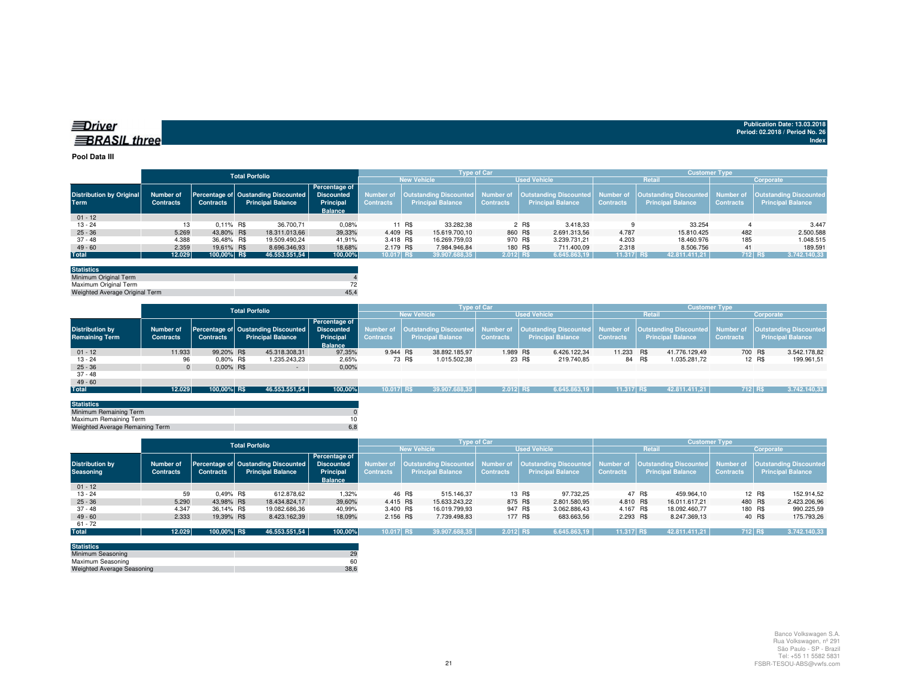**Driver BRASIL three**

Publication Date: 13.03.2018
Period: 02.2018 / Period No. 26
Index

**Pool Data III**

| Distribution by Original Term | Total Porfolio | | | | Type of Car | | | | Customer Type | | | |
|---|---|---|---|---|---|---|---|---|---|---|---|---|
| | | | | | New Vehicle | | Used Vehicle | | Retail | | Corporate | |
| | Number of Contracts | Percentage of Contracts | Oustanding Discounted Principal Balance | Percentage of Discounted Principal Balance | Number of Contracts | Outstanding Discounted Principal Balance | Number of Contracts | Outstanding Discounted Principal Balance | Number of Contracts | Outstanding Discounted Principal Balance | Number of Contracts | Outstanding Discounted Principal Balance |
| 01 - 12 | | | | | | | | | | | | |
| 13 - 24 | 13 | 0,11% | R$ 36.700,71 | 0,08% | 11 | R$ 33.282,38 | 2 | R$ 3.418,33 | 9 | 33.254 | 4 | 3.447 |
| 25 - 36 | 5.269 | 43,80% | R$ 18.311.013,66 | 39,33% | 4.409 | R$ 15.619.700,10 | 860 | R$ 2.691.313,56 | 4.787 | 15.810.425 | 482 | 2.500.588 |
| 37 - 48 | 4.388 | 36,48% | R$ 19.509.490,24 | 41,91% | 3.418 | R$ 16.269.759,03 | 970 | R$ 3.239.731,21 | 4.203 | 18.460.976 | 185 | 1.048.515 |
| 49 - 60 | 2.359 | 19,61% | R$ 8.696.346,93 | 18,68% | 2.179 | R$ 7.984.946,84 | 180 | R$ 711.400,09 | 2.318 | 8.506.756 | 41 | 189.591 |
| **Total** | **12.029** | **100,00%** | **R$ 46.553.551,54** | **100,00%** | **10.017** | **R$ 39.907.688,35** | **2.012** | **R$ 6.645.863,19** | **11.317** | **R$ 42.811.411,21** | **712** | **R$ 3.742.140,33** |

| Statistics | |
|---|---|
| Minimum Original Term | 4 |
| Maximum Original Term | 72 |
| Weighted Average Original Term | 45,4 |

| Distribution by Remaining Term | Total Porfolio | | | | Type of Car | | | | Customer Type | | | |
|---|---|---|---|---|---|---|---|---|---|---|---|---|
| | | | | | New Vehicle | | Used Vehicle | | Retail | | Corporate | |
| | Number of Contracts | Percentage of Contracts | Oustanding Discounted Principal Balance | Percentage of Discounted Principal Balance | Number of Contracts | Outstanding Discounted Principal Balance | Number of Contracts | Outstanding Discounted Principal Balance | Number of Contracts | Outstanding Discounted Principal Balance | Number of Contracts | Outstanding Discounted Principal Balance |
| 01 - 12 | 11.933 | 99,20% | R$ 45.318.308,31 | 97,35% | 9.944 | R$ 38.892.185,97 | 1.989 | R$ 6.426.122,34 | 11.233 | R$ 41.776.129,49 | 700 | R$ 3.542.178,82 |
| 13 - 24 | 96 | 0,80% | R$ 1.235.243,23 | 2,65% | 73 | R$ 1.015.502,38 | 23 | R$ 219.740,85 | 84 | R$ 1.035.281,72 | 12 | R$ 199.961,51 |
| 25 - 36 | 0 | 0,00% | R$ - | 0,00% | | | | | | | | |
| 37 - 48 | | | | | | | | | | | | |
| 49 - 60 | | | | | | | | | | | | |
| **Total** | **12.029** | **100,00%** | **R$ 46.553.551,54** | **100,00%** | **10.017** | **R$ 39.907.688,35** | **2.012** | **R$ 6.645.863,19** | **11.317** | **R$ 42.811.411,21** | **712** | **R$ 3.742.140,33** |

| Statistics | |
|---|---|
| Minimum Remaining Term | 0 |
| Maximum Remaining Term | 10 |
| Weighted Average Remaining Term | 6,8 |

| Distribution by Seasoning | Total Porfolio | | | | Type of Car | | | | Customer Type | | | |
|---|---|---|---|---|---|---|---|---|---|---|---|---|
| | | | | | New Vehicle | | Used Vehicle | | Retail | | Corporate | |
| | Number of Contracts | Percentage of Contracts | Oustanding Discounted Principal Balance | Percentage of Discounted Principal Balance | Number of Contracts | Outstanding Discounted Principal Balance | Number of Contracts | Outstanding Discounted Principal Balance | Number of Contracts | Outstanding Discounted Principal Balance | Number of Contracts | Outstanding Discounted Principal Balance |
| 01 - 12 | | | | | | | | | | | | |
| 13 - 24 | 59 | 0,49% | R$ 612.878,62 | 1,32% | 46 | R$ 515.146,37 | 13 | R$ 97.732,25 | 47 | R$ 459.964,10 | 12 | R$ 152.914,52 |
| 25 - 36 | 5.290 | 43,98% | R$ 18.434.824,17 | 39,60% | 4.415 | R$ 15.633.243,22 | 875 | R$ 2.801.580,95 | 4.810 | R$ 16.011.617,21 | 480 | R$ 2.423.206,96 |
| 37 - 48 | 4.347 | 36,14% | R$ 19.082.686,36 | 40,99% | 3.400 | R$ 16.019.799,93 | 947 | R$ 3.062.886,43 | 4.167 | R$ 18.092.460,77 | 180 | R$ 990.225,59 |
| 49 - 60 | 2.333 | 19,39% | R$ 8.423.162,39 | 18,09% | 2.156 | R$ 7.739.498,83 | 177 | R$ 683.663,56 | 2.293 | R$ 8.247.369,13 | 40 | R$ 175.793,26 |
| 61 - 72 | | | | | | | | | | | | |
| **Total** | **12.029** | **100,00%** | **R$ 46.553.551,54** | **100,00%** | **10.017** | **R$ 39.907.688,35** | **2.012** | **R$ 6.645.863,19** | **11.317** | **R$ 42.811.411,21** | **712** | **R$ 3.742.140,33** |

| Statistics | |
|---|---|
| Minimum Seasoning | 29 |
| Maximum Seasoning | 60 |
| Weighted Average Seasoning | 38,6 |

Banco Volkswagen S.A.
Rua Volkswagen, nº 291
São Paulo - SP - Brazil
Tel: +55 11 5582 5831
FSBR-TESOU-ABS@vwfs.com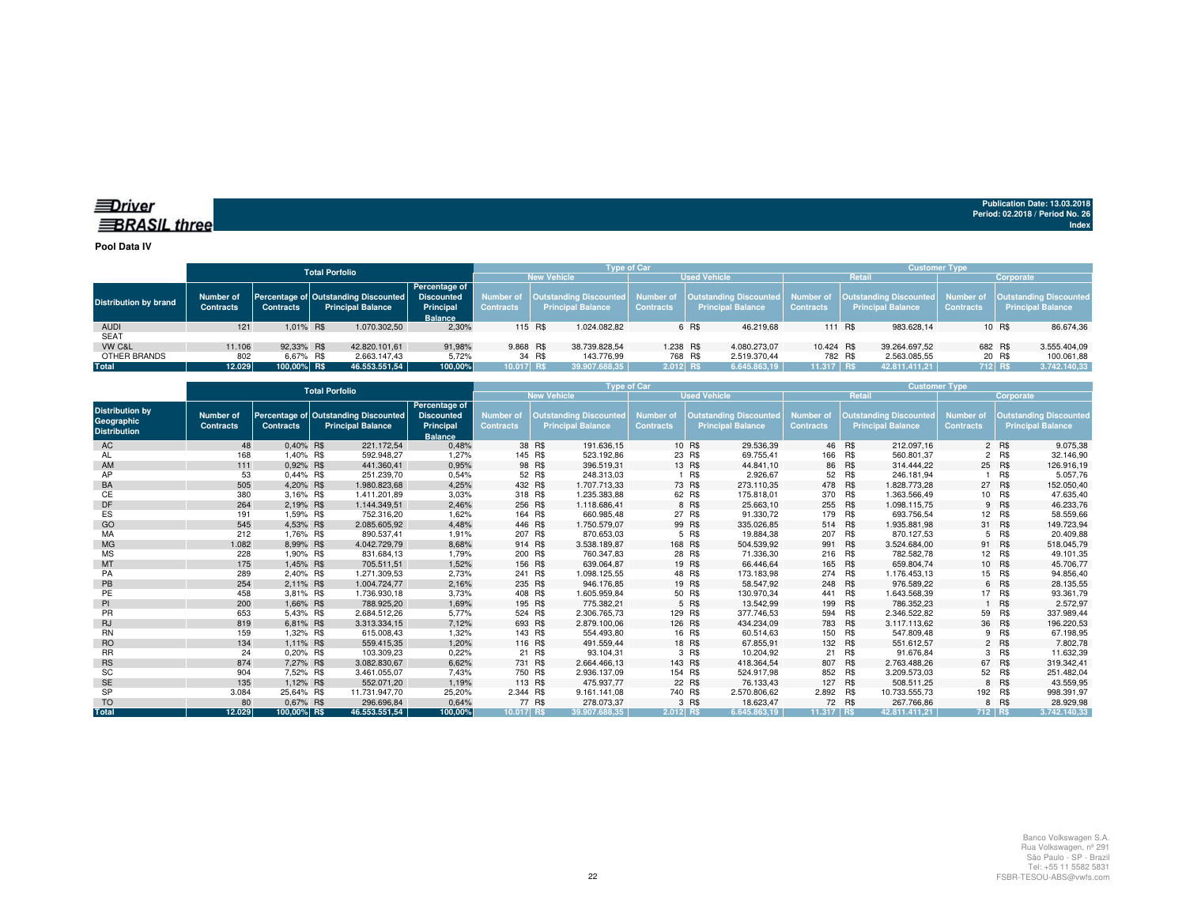Driver BRASIL three

Publication Date: 13.03.2018
Period: 02.2018 / Period No. 26
Index

**Pool Data IV**

| Distribution by brand | Total Porfolio | | | | Type of Car | | | | Customer Type | | | |
|---|---|---|---|---|---|---|---|---|---|---|---|---|
| | | | | | New Vehicle | | Used Vehicle | | Retail | | Corporate | |
| | Number of Contracts | Percentage of Contracts | Outstanding Discounted Principal Balance | Percentage of Discounted Principal Balance | Number of Contracts | Outstanding Discounted Principal Balance | Number of Contracts | Outstanding Discounted Principal Balance | Number of Contracts | Outstanding Discounted Principal Balance | Number of Contracts | Outstanding Discounted Principal Balance |
| AUDI | 121 | 1,01% | R$ 1.070.302,50 | 2,30% | 115 | R$ 1.024.082,82 | 6 | R$ 46.219,68 | 111 | R$ 983.628,14 | 10 | R$ 86.674,36 |
| SEAT | | | | | | | | | | | | |
| VW C&L | 11.106 | 92,33% | R$ 42.820.101,61 | 91,98% | 9.868 | R$ 38.739.828,54 | 1.238 | R$ 4.080.273,07 | 10.424 | R$ 39.264.697,52 | 682 | R$ 3.555.404,09 |
| OTHER BRANDS | 802 | 6,67% | R$ 2.663.147,43 | 5,72% | 34 | R$ 143.776,99 | 768 | R$ 2.519.370,44 | 782 | R$ 2.563.085,55 | 20 | R$ 100.061,88 |
| **Total** | **12.029** | **100,00%** | **R$ 46.553.551,54** | **100,00%** | **10.017** | **R$ 39.907.688,35** | **2.012** | **R$ 6.645.863,19** | **11.317** | **R$ 42.811.411,21** | **712** | **R$ 3.742.140,33** |

| Distribution by Geographic Distribution | Total Porfolio | | | | Type of Car | | | | Customer Type | | | |
|---|---|---|---|---|---|---|---|---|---|---|---|---|
| | | | | | New Vehicle | | Used Vehicle | | Retail | | Corporate | |
| | Number of Contracts | Percentage of Contracts | Outstanding Discounted Principal Balance | Percentage of Discounted Principal Balance | Number of Contracts | Outstanding Discounted Principal Balance | Number of Contracts | Outstanding Discounted Principal Balance | Number of Contracts | Outstanding Discounted Principal Balance | Number of Contracts | Outstanding Discounted Principal Balance |
| AC | 48 | 0,40% | R$ 221.172,54 | 0,48% | 38 | R$ 191.636,15 | 10 | R$ 29.536,39 | 46 | R$ 212.097,16 | 2 | R$ 9.075,38 |
| AL | 168 | 1,40% | R$ 592.948,27 | 1,27% | 145 | R$ 523.192,86 | 23 | R$ 69.755,41 | 166 | R$ 560.801,37 | 2 | R$ 32.146,90 |
| AM | 111 | 0,92% | R$ 441.360,41 | 0,95% | 98 | R$ 396.519,31 | 13 | R$ 44.841,10 | 86 | R$ 314.444,22 | 25 | R$ 126.916,19 |
| AP | 53 | 0,44% | R$ 251.239,70 | 0,54% | 52 | R$ 248.313,03 | 1 | R$ 2.926,67 | 52 | R$ 246.181,94 | 1 | R$ 5.057,76 |
| BA | 505 | 4,20% | R$ 1.980.823,68 | 4,25% | 432 | R$ 1.707.713,33 | 73 | R$ 273.110,35 | 478 | R$ 1.828.773,28 | 27 | R$ 152.050,40 |
| CE | 380 | 3,16% | R$ 1.411.201,89 | 3,03% | 318 | R$ 1.235.383,88 | 62 | R$ 175.818,01 | 370 | R$ 1.363.566,49 | 10 | R$ 47.635,40 |
| DF | 264 | 2,19% | R$ 1.144.349,51 | 2,46% | 256 | R$ 1.118.686,41 | 8 | R$ 25.663,10 | 255 | R$ 1.098.115,75 | 9 | R$ 46.233,76 |
| ES | 191 | 1,59% | R$ 752.316,20 | 1,62% | 164 | R$ 660.985,48 | 27 | R$ 91.330,72 | 179 | R$ 693.756,54 | 12 | R$ 58.559,66 |
| GO | 545 | 4,53% | R$ 2.085.605,92 | 4,48% | 446 | R$ 1.750.579,07 | 99 | R$ 335.026,85 | 514 | R$ 1.935.881,98 | 31 | R$ 149.723,94 |
| MA | 212 | 1,76% | R$ 890.537,41 | 1,91% | 207 | R$ 870.653,03 | 5 | R$ 19.884,38 | 207 | R$ 870.127,53 | 5 | R$ 20.409,88 |
| MG | 1.082 | 8,99% | R$ 4.042.729,79 | 8,68% | 914 | R$ 3.538.189,87 | 168 | R$ 504.539,92 | 991 | R$ 3.524.684,00 | 91 | R$ 518.045,79 |
| MS | 228 | 1,90% | R$ 831.684,13 | 1,79% | 200 | R$ 760.347,83 | 28 | R$ 71.336,30 | 216 | R$ 782.582,78 | 12 | R$ 49.101,35 |
| MT | 175 | 1,45% | R$ 705.511,51 | 1,52% | 156 | R$ 639.064,87 | 19 | R$ 66.446,64 | 165 | R$ 659.804,74 | 10 | R$ 45.706,77 |
| PA | 289 | 2,40% | R$ 1.271.309,53 | 2,73% | 241 | R$ 1.098.125,55 | 48 | R$ 173.183,98 | 274 | R$ 1.176.453,13 | 15 | R$ 94.856,40 |
| PB | 254 | 2,11% | R$ 1.004.724,77 | 2,16% | 235 | R$ 946.176,85 | 19 | R$ 58.547,92 | 248 | R$ 976.589,22 | 6 | R$ 28.135,55 |
| PE | 458 | 3,81% | R$ 1.736.930,18 | 3,73% | 408 | R$ 1.605.959,84 | 50 | R$ 130.970,34 | 441 | R$ 1.643.568,39 | 17 | R$ 93.361,79 |
| PI | 200 | 1,66% | R$ 788.925,20 | 1,69% | 195 | R$ 775.382,21 | 5 | R$ 13.542,99 | 199 | R$ 786.352,23 | 1 | R$ 2.572,97 |
| PR | 653 | 5,43% | R$ 2.684.512,26 | 5,77% | 524 | R$ 2.306.765,73 | 129 | R$ 377.746,53 | 594 | R$ 2.346.522,82 | 59 | R$ 337.989,44 |
| RJ | 819 | 6,81% | R$ 3.313.334,15 | 7,12% | 693 | R$ 2.879.100,06 | 126 | R$ 434.234,09 | 783 | R$ 3.117.113,62 | 36 | R$ 196.220,53 |
| RN | 159 | 1,32% | R$ 615.008,43 | 1,32% | 143 | R$ 554.493,80 | 16 | R$ 60.514,63 | 150 | R$ 547.809,48 | 9 | R$ 67.198,95 |
| RO | 134 | 1,11% | R$ 559.415,35 | 1,20% | 116 | R$ 491.559,44 | 18 | R$ 67.855,91 | 132 | R$ 551.612,57 | 2 | R$ 7.802,78 |
| RR | 24 | 0,20% | R$ 103.309,23 | 0,22% | 21 | R$ 93.104,31 | 3 | R$ 10.204,92 | 21 | R$ 91.676,84 | 3 | R$ 11.632,39 |
| RS | 874 | 7,27% | R$ 3.082.830,67 | 6,62% | 731 | R$ 2.664.466,13 | 143 | R$ 418.364,54 | 807 | R$ 2.763.488,26 | 67 | R$ 319.342,41 |
| SC | 904 | 7,52% | R$ 3.461.055,07 | 7,43% | 750 | R$ 2.936.137,09 | 154 | R$ 524.917,98 | 852 | R$ 3.209.573,03 | 52 | R$ 251.482,04 |
| SE | 135 | 1,12% | R$ 552.071,20 | 1,19% | 113 | R$ 475.937,77 | 22 | R$ 76.133,43 | 127 | R$ 508.511,25 | 8 | R$ 43.559,95 |
| SP | 3.084 | 25,64% | R$ 11.731.947,70 | 25,20% | 2.344 | R$ 9.161.141,08 | 740 | R$ 2.570.806,62 | 2.892 | R$ 10.733.555,73 | 192 | R$ 998.391,97 |
| TO | 80 | 0,67% | R$ 296.696,84 | 0,64% | 77 | R$ 278.073,37 | 3 | R$ 18.623,47 | 72 | R$ 267.766,86 | 8 | R$ 28.929,98 |
| **Total** | **12.029** | **100,00%** | **R$ 46.553.551,54** | **100,00%** | **10.017** | **R$ 39.907.688,35** | **2.012** | **R$ 6.645.863,19** | **11.317** | **R$ 42.811.411,21** | **712** | **R$ 3.742.140,33** |

Banco Volkswagen S.A.
Rua Volkswagen, nº 291
São Paulo - SP - Brazil
Tel: +55 11 5582 5831
FSBR-TESOU-ABS@vwfs.com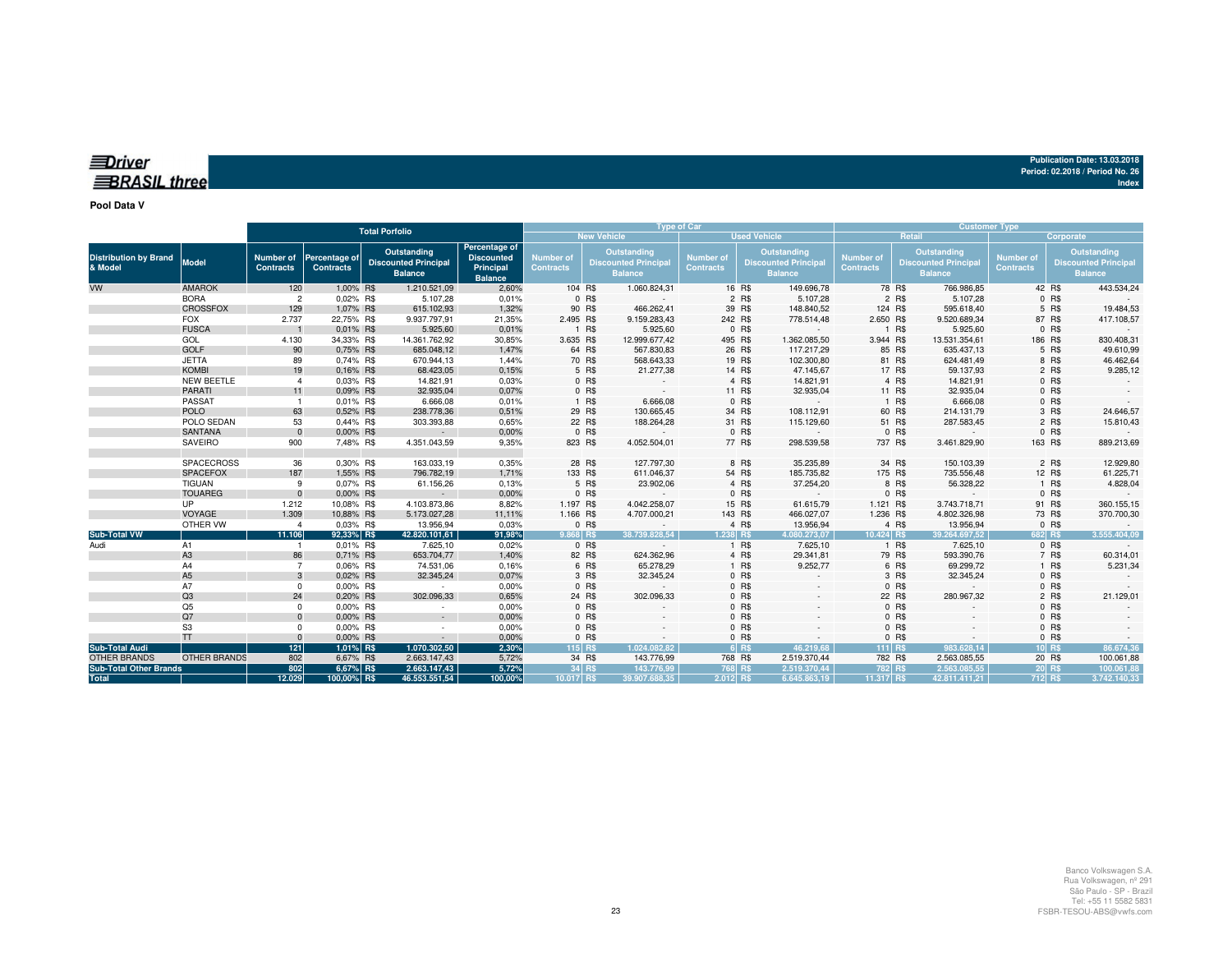**Driver BRASIL three**

**Publication Date: 13.03.2018**
**Period: 02.2018 / Period No. 26**
**Index**

**Pool Data V**

| Distribution by Brand & Model | Model | Total Porfolio | | | | Type of Car | | | | Customer Type | | | |
|---|---|---|---|---|---|---|---|---|---|---|---|---|---|
| | | | | | | New Vehicle | | Used Vehicle | | Retail | | Corporate | |
| | | Number of Contracts | Percentage of Contracts | Outstanding Discounted Principal Balance | Percentage of Discounted Principal Balance | Number of Contracts | Outstanding Discounted Principal Balance | Number of Contracts | Outstanding Discounted Principal Balance | Number of Contracts | Outstanding Discounted Principal Balance | Number of Contracts | Outstanding Discounted Principal Balance |
| VW | AMAROK | 120 | 1,00% | R$ 1.210.521,09 | 2,60% | 104 | R$ 1.060.824,31 | 16 | R$ 149.696,78 | 78 | R$ 766.986,85 | 42 | R$ 443.534,24 |
| | BORA | 2 | 0,02% | R$ 5.107,28 | 0,01% | 0 | R$ - | 2 | R$ 5.107,28 | 2 | R$ 5.107,28 | 0 | R$ - |
| | CROSSFOX | 129 | 1,07% | R$ 615.102,93 | 1,32% | 90 | R$ 466.262,41 | 39 | R$ 148.840,52 | 124 | R$ 595.618,40 | 5 | R$ 19.484,53 |
| | FOX | 2.737 | 22,75% | R$ 9.937.797,91 | 21,35% | 2.495 | R$ 9.159.283,43 | 242 | R$ 778.514,48 | 2.650 | R$ 9.520.689,34 | 87 | R$ 417.108,57 |
| | FUSCA | 1 | 0,01% | R$ 5.925,60 | 0,01% | 1 | R$ 5.925,60 | 0 | R$ - | 1 | R$ 5.925,60 | 0 | R$ - |
| | GOL | 4.130 | 34,33% | R$ 14.361.762,92 | 30,85% | 3.635 | R$ 12.999.677,42 | 495 | R$ 1.362.085,50 | 3.944 | R$ 13.531.354,61 | 186 | R$ 830.408,31 |
| | GOLF | 90 | 0,75% | R$ 685.048,12 | 1,47% | 64 | R$ 567.830,83 | 26 | R$ 117.217,29 | 85 | R$ 635.437,13 | 5 | R$ 49.610,99 |
| | JETTA | 89 | 0,74% | R$ 670.944,13 | 1,44% | 70 | R$ 568.643,33 | 19 | R$ 102.300,80 | 81 | R$ 624.481,49 | 8 | R$ 46.462,64 |
| | KOMBI | 19 | 0,16% | R$ 68.423,05 | 0,15% | 5 | R$ 21.277,38 | 14 | R$ 47.145,67 | 17 | R$ 59.137,93 | 2 | R$ 9.285,12 |
| | NEW BEETLE | 4 | 0,03% | R$ 14.821,91 | 0,03% | 0 | R$ - | 4 | R$ 14.821,91 | 4 | R$ 14.821,91 | 0 | R$ - |
| | PARATI | 11 | 0,09% | R$ 32.935,04 | 0,07% | 0 | R$ - | 11 | R$ 32.935,04 | 11 | R$ 32.935,04 | 0 | R$ - |
| | PASSAT | 1 | 0,01% | R$ 6.666,08 | 0,01% | 1 | R$ 6.666,08 | 0 | R$ - | 1 | R$ 6.666,08 | 0 | R$ - |
| | POLO | 63 | 0,52% | R$ 238.778,36 | 0,51% | 29 | R$ 130.665,45 | 34 | R$ 108.112,91 | 60 | R$ 214.131,79 | 3 | R$ 24.646,57 |
| | POLO SEDAN | 53 | 0,44% | R$ 303.393,88 | 0,65% | 22 | R$ 188.264,28 | 31 | R$ 115.129,60 | 51 | R$ 287.583,45 | 2 | R$ 15.810,43 |
| | SANTANA | 0 | 0,00% | R$ - | 0,00% | 0 | R$ - | 0 | R$ - | 0 | R$ - | 0 | R$ - |
| | SAVEIRO | 900 | 7,48% | R$ 4.351.043,59 | 9,35% | 823 | R$ 4.052.504,01 | 77 | R$ 298.539,58 | 737 | R$ 3.461.829,90 | 163 | R$ 889.213,69 |
| | | | | | | | | | | | | | |
| | SPACECROSS | 36 | 0,30% | R$ 163.033,19 | 0,35% | 28 | R$ 127.797,30 | 8 | R$ 35.235,89 | 34 | R$ 150.103,39 | 2 | R$ 12.929,80 |
| | SPACEFOX | 187 | 1,55% | R$ 796.782,19 | 1,71% | 133 | R$ 611.046,37 | 54 | R$ 185.735,82 | 175 | R$ 735.556,48 | 12 | R$ 61.225,71 |
| | TIGUAN | 9 | 0,07% | R$ 61.156,26 | 0,13% | 5 | R$ 23.902,06 | 4 | R$ 37.254,20 | 8 | R$ 56.328,22 | 1 | R$ 4.828,04 |
| | TOUAREG | 0 | 0,00% | R$ - | 0,00% | 0 | R$ - | 0 | R$ - | 0 | R$ - | 0 | R$ - |
| | UP | 1.212 | 10,08% | R$ 4.103.873,86 | 8,82% | 1.197 | R$ 4.042.258,07 | 15 | R$ 61.615,79 | 1.121 | R$ 3.743.718,71 | 91 | R$ 360.155,15 |
| | VOYAGE | 1.309 | 10,88% | R$ 5.173.027,28 | 11,11% | 1.166 | R$ 4.707.000,21 | 143 | R$ 466.027,07 | 1.236 | R$ 4.802.326,98 | 73 | R$ 370.700,30 |
| | OTHER VW | 4 | 0,03% | R$ 13.956,94 | 0,03% | 0 | R$ - | 4 | R$ 13.956,94 | 4 | R$ 13.956,94 | 0 | R$ - |
| **Sub-Total VW** | | **11.106** | **92,33%** | **R$ 42.820.101,61** | **91,98%** | **9.868** | **R$ 38.739.828,54** | **1.238** | **R$ 4.080.273,07** | **10.424** | **R$ 39.264.697,52** | **682** | **R$ 3.555.404,09** |
| Audi | A1 | 1 | 0,01% | R$ 7.625,10 | 0,02% | 0 | R$ - | 1 | R$ 7.625,10 | 1 | R$ 7.625,10 | 0 | R$ - |
| | A3 | 86 | 0,71% | R$ 653.704,77 | 1,40% | 82 | R$ 624.362,96 | 4 | R$ 29.341,81 | 79 | R$ 593.390,76 | 7 | R$ 60.314,01 |
| | A4 | 7 | 0,06% | R$ 74.531,06 | 0,16% | 6 | R$ 65.278,29 | 1 | R$ 9.252,77 | 6 | R$ 69.299,72 | 1 | R$ 5.231,34 |
| | A5 | 3 | 0,02% | R$ 32.345,24 | 0,07% | 3 | R$ 32.345,24 | 0 | R$ - | 3 | R$ 32.345,24 | 0 | R$ - |
| | A7 | 0 | 0,00% | R$ - | 0,00% | 0 | R$ - | 0 | R$ - | 0 | R$ - | 0 | R$ - |
| | Q3 | 24 | 0,20% | R$ 302.096,33 | 0,65% | 24 | R$ 302.096,33 | 0 | R$ - | 22 | R$ 280.967,32 | 2 | R$ 21.129,01 |
| | Q5 | 0 | 0,00% | R$ - | 0,00% | 0 | R$ - | 0 | R$ - | 0 | R$ - | 0 | R$ - |
| | Q7 | 0 | 0,00% | R$ - | 0,00% | 0 | R$ - | 0 | R$ - | 0 | R$ - | 0 | R$ - |
| | S3 | 0 | 0,00% | R$ - | 0,00% | 0 | R$ - | 0 | R$ - | 0 | R$ - | 0 | R$ - |
| | TT | 0 | 0,00% | R$ - | 0,00% | 0 | R$ - | 0 | R$ - | 0 | R$ - | 0 | R$ - |
| **Sub-Total Audi** | | **121** | **1,01%** | **R$ 1.070.302,50** | **2,30%** | **115** | **R$ 1.024.082,82** | **6** | **R$ 46.219,68** | **111** | **R$ 983.628,14** | **10** | **R$ 86.674,36** |
| OTHER BRANDS | OTHER BRANDS | 802 | 6,67% | R$ 2.663.147,43 | 5,72% | 34 | R$ 143.776,99 | 768 | R$ 2.519.370,44 | 782 | R$ 2.563.085,55 | 20 | R$ 100.061,88 |
| **Sub-Total Other Brands** | | **802** | **6,67%** | **R$ 2.663.147,43** | **5,72%** | **34** | **R$ 143.776,99** | **768** | **R$ 2.519.370,44** | **782** | **R$ 2.563.085,55** | **20** | **R$ 100.061,88** |
| **Total** | | **12.029** | **100,00%** | **R$ 46.553.551,54** | **100,00%** | **10.017** | **R$ 39.907.688,35** | **2.012** | **R$ 6.645.863,19** | **11.317** | **R$ 42.811.411,21** | **712** | **R$ 3.742.140,33** |

Banco Volkswagen S.A.
Rua Volkswagen, nº 291
São Paulo - SP - Brazil
Tel: +55 11 5582 5831
FSBR-TESOU-ABS@vwfs.com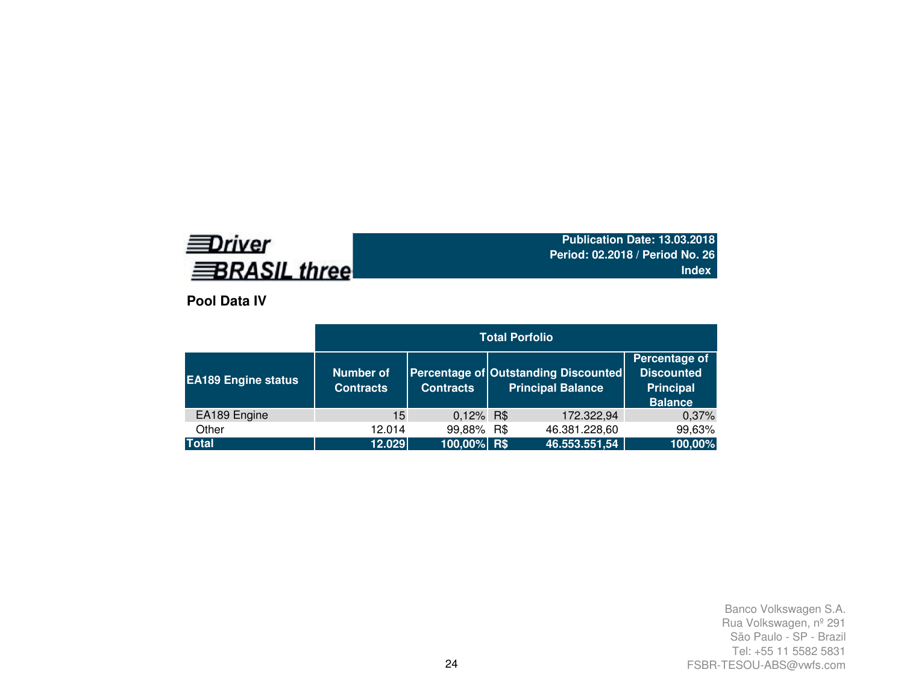**Driver BRASIL three**

**Publication Date: 13.03.2018**
**Period: 02.2018 / Period No. 26**
**Index**

## Pool Data IV

| | Total Porfolio | | | | |
|---|---|---|---|---|---|
| **EA189 Engine status** | **Number of Contracts** | **Percentage of Contracts** | **Outstanding Discounted Principal Balance** | | **Percentage of Discounted Principal Balance** |
| EA189 Engine | 15 | 0,12% | R$ | 172.322,94 | 0,37% |
| Other | 12.014 | 99,88% | R$ | 46.381.228,60 | 99,63% |
| **Total** | **12.029** | **100,00%** | **R$** | **46.553.551,54** | **100,00%** |

Banco Volkswagen S.A.
Rua Volkswagen, nº 291
São Paulo - SP - Brazil
Tel: +55 11 5582 5831
FSBR-TESOU-ABS@vwfs.com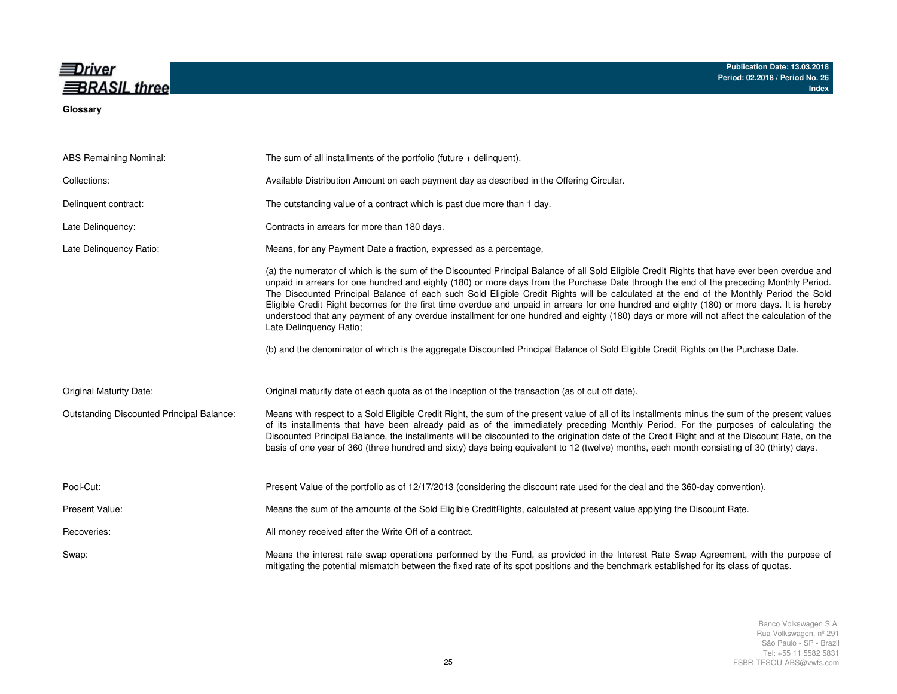## Glossary

| | |
|---|---|
| ABS Remaining Nominal: | The sum of all installments of the portfolio (future + delinquent). |
| Collections: | Available Distribution Amount on each payment day as described in the Offering Circular. |
| Delinquent contract: | The outstanding value of a contract which is past due more than 1 day. |
| Late Delinquency: | Contracts in arrears for more than 180 days. |
| Late Delinquency Ratio: | Means, for any Payment Date a fraction, expressed as a percentage,<br><br>(a) the numerator of which is the sum of the Discounted Principal Balance of all Sold Eligible Credit Rights that have ever been overdue and unpaid in arrears for one hundred and eighty (180) or more days from the Purchase Date through the end of the preceding Monthly Period. The Discounted Principal Balance of each such Sold Eligible Credit Rights will be calculated at the end of the Monthly Period the Sold Eligible Credit Right becomes for the first time overdue and unpaid in arrears for one hundred and eighty (180) or more days. It is hereby understood that any payment of any overdue installment for one hundred and eighty (180) days or more will not affect the calculation of the Late Delinquency Ratio;<br><br>(b) and the denominator of which is the aggregate Discounted Principal Balance of Sold Eligible Credit Rights on the Purchase Date. |
| Original Maturity Date: | Original maturity date of each quota as of the inception of the transaction (as of cut off date). |
| Outstanding Discounted Principal Balance: | Means with respect to a Sold Eligible Credit Right, the sum of the present value of all of its installments minus the sum of the present values of its installments that have been already paid as of the immediately preceding Monthly Period. For the purposes of calculating the Discounted Principal Balance, the installments will be discounted to the origination date of the Credit Right and at the Discount Rate, on the basis of one year of 360 (three hundred and sixty) days being equivalent to 12 (twelve) months, each month consisting of 30 (thirty) days. |
| Pool-Cut: | Present Value of the portfolio as of 12/17/2013 (considering the discount rate used for the deal and the 360-day convention). |
| Present Value: | Means the sum of the amounts of the Sold Eligible CreditRights, calculated at present value applying the Discount Rate. |
| Recoveries: | All money received after the Write Off of a contract. |
| Swap: | Means the interest rate swap operations performed by the Fund, as provided in the Interest Rate Swap Agreement, with the purpose of mitigating the potential mismatch between the fixed rate of its spot positions and the benchmark established for its class of quotas. |

Banco Volkswagen S.A.
Rua Volkswagen, nº 291
São Paulo - SP - Brazil
Tel: +55 11 5582 5831
FSBR-TESOU-ABS@vwfs.com